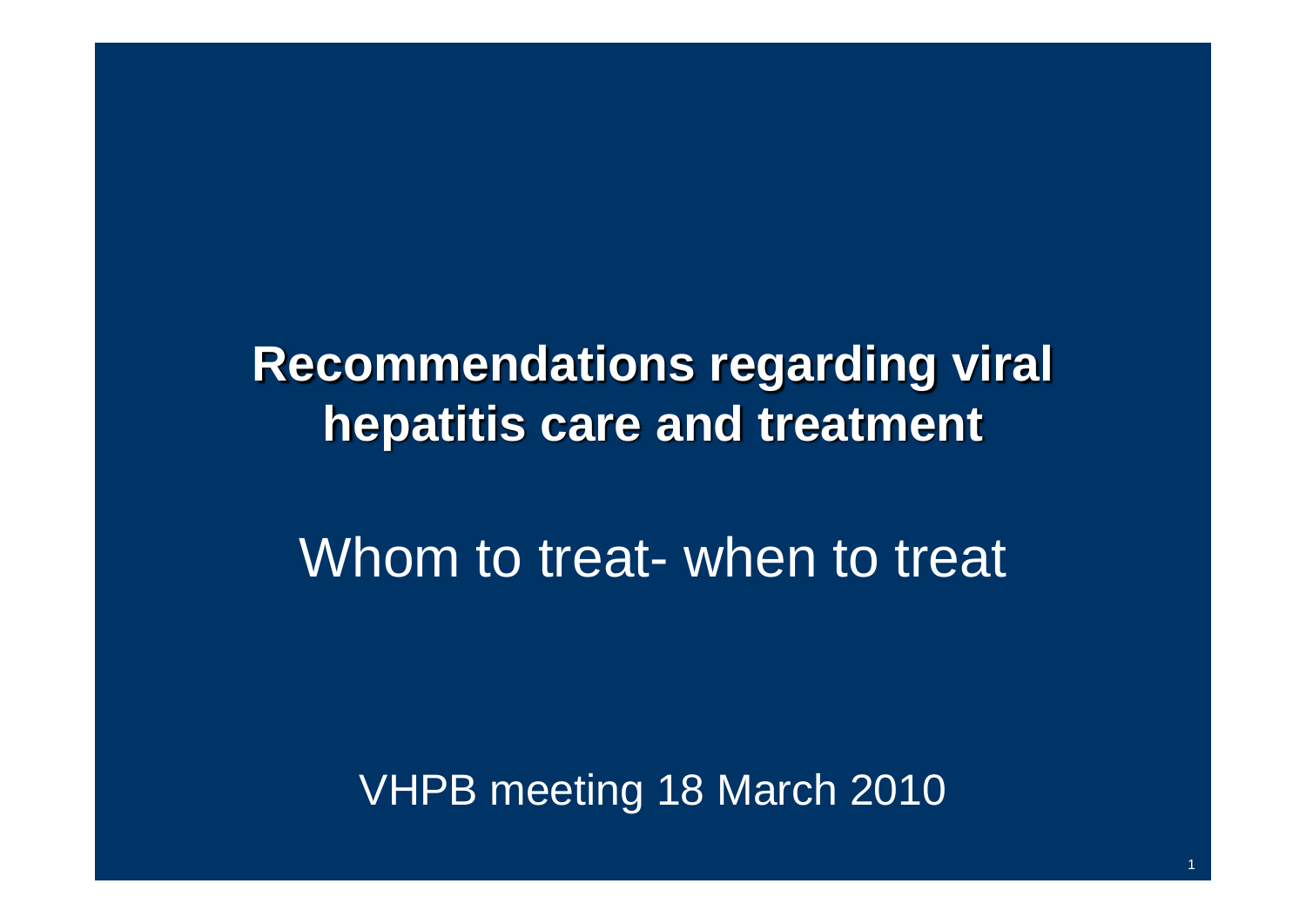# Recommendations regarding viral hepatitis care and treatment

Whom to treat- when to treat

VHPB meeting 18 March 2010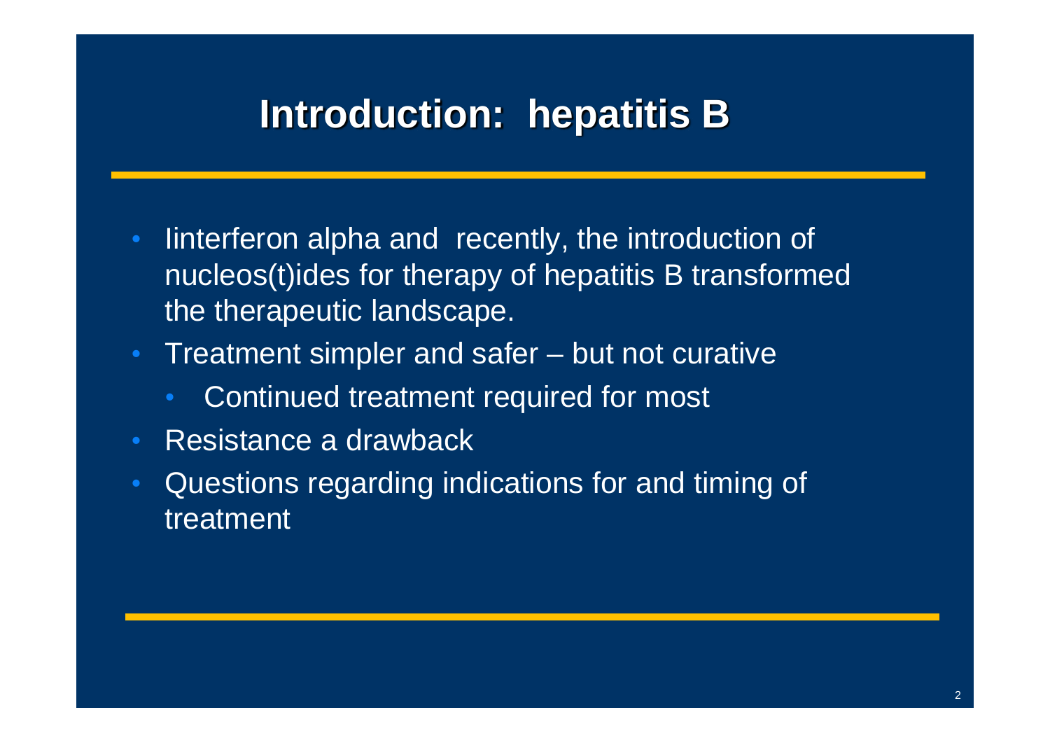# Introduction: hepatitis B

- Iinterferon alpha and recently, the introduction of nucleos(t)ides for therapy of hepatitis B transformed the therapeutic landscape.
- Treatment simpler and safer – but not curative
  - Continued treatment required for most
- Resistance a drawback
- Questions regarding indications for and timing of treatment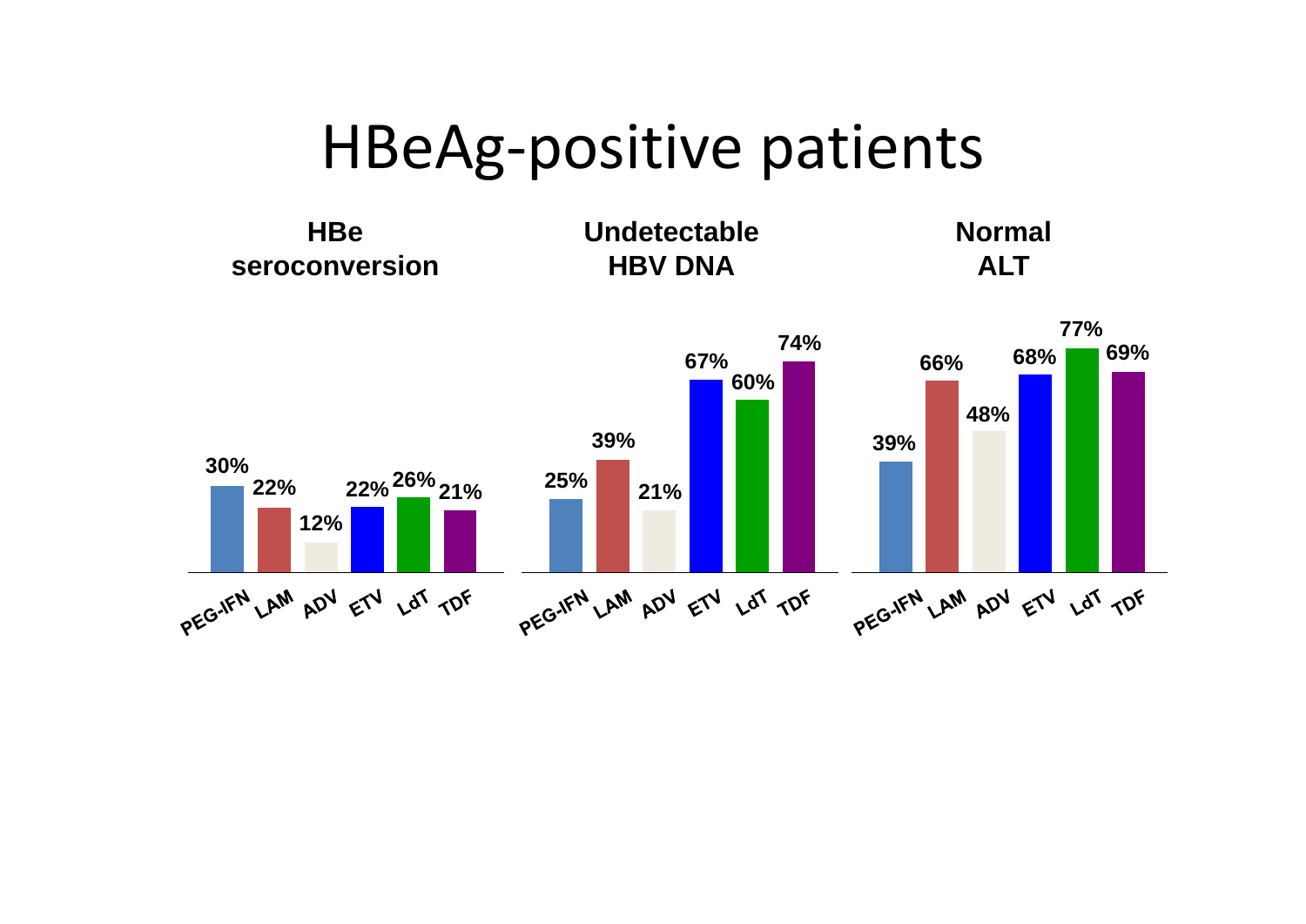# HBeAg-positive patients

| | PEG-IFN | LAM | ADV | ETV | LdT | TDF |
|---|---|---|---|---|---|---|
| **HBe seroconversion** | 30% | 22% | 12% | 22% | 26% | 21% |
| **Undetectable HBV DNA** | 25% | 39% | 21% | 67% | 60% | 74% |
| **Normal ALT** | 39% | 66% | 48% | 68% | 77% | 69% |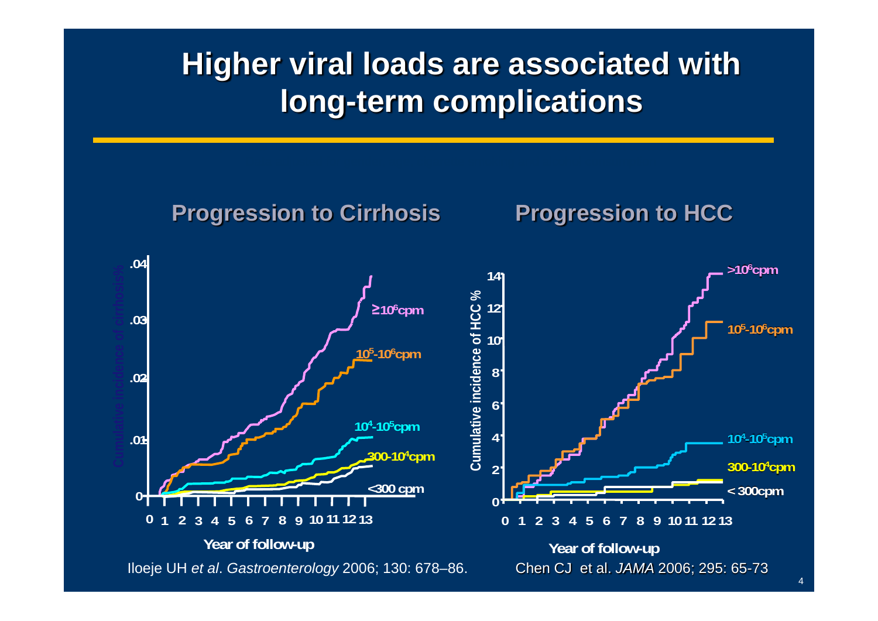# Higher viral loads are associated with long-term complications

## Progression to Cirrhosis

Cumulative incidence of cirrhosis%

.04, .03, .02, .01, 0

$\geq 10^6$cpm

$10^5$-$10^6$cpm

$10^4$-$10^5$cpm

300-$10^4$cpm

<300 cpm

0 1 2 3 4 5 6 7 8 9 10 11 12 13

Year of follow-up

Iloeje UH *et al*. *Gastroenterology* 2006; 130: 678–86.

## Progression to HCC

Cumulative incidence of HCC %

14, 12, 10, 8, 6, 4, 2, 0

>$10^6$cpm

$10^5$-$10^6$cpm

$10^4$-$10^5$cpm

300-$10^4$cpm

< 300cpm

0 1 2 3 4 5 6 7 8 9 10 11 12 13

Year of follow-up

Chen CJ et al. *JAMA* 2006; 295: 65-73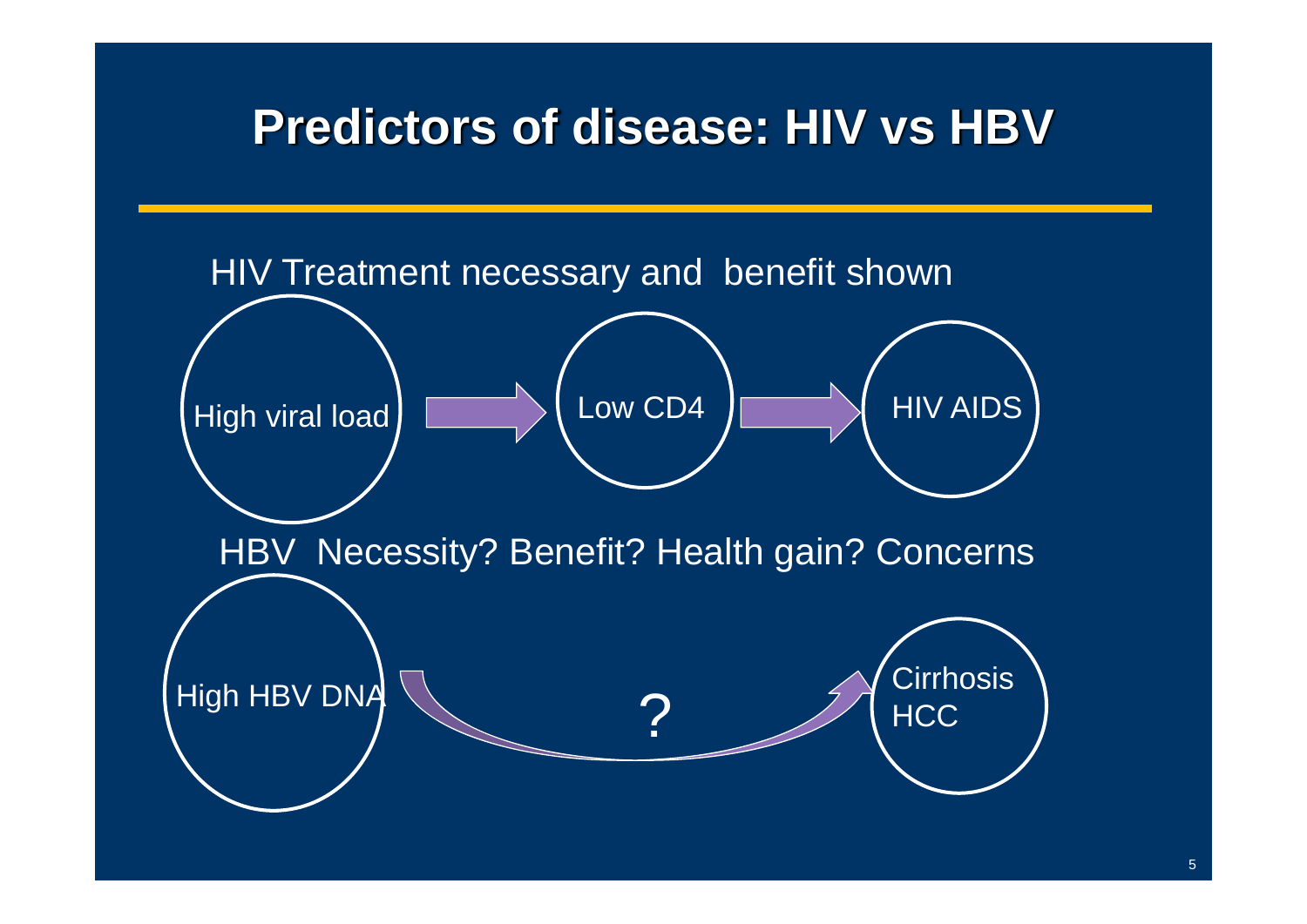# Predictors of disease: HIV vs HBV

HIV Treatment necessary and benefit shown

High viral load → Low CD4 → HIV AIDS

HBV Necessity? Benefit? Health gain? Concerns

High HBV DNA → ? → Cirrhosis HCC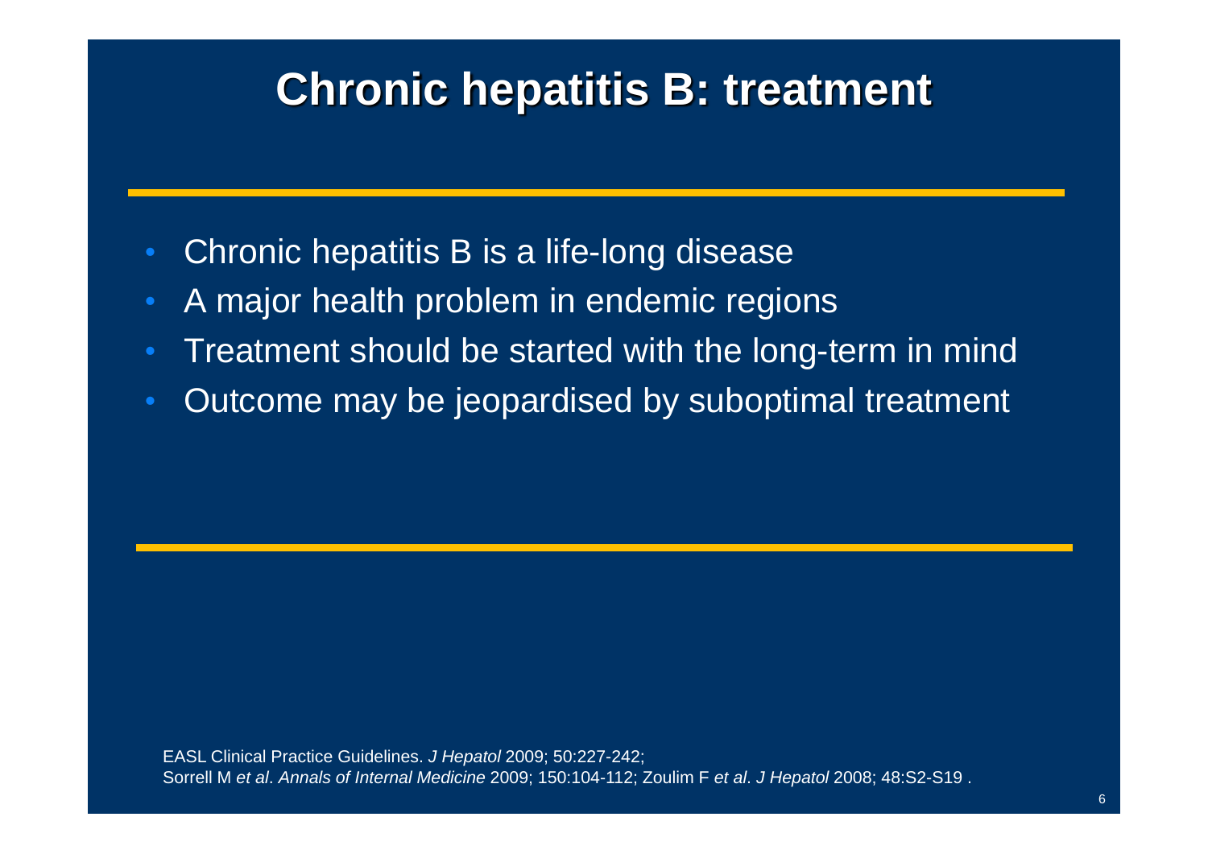# Chronic hepatitis B: treatment

- Chronic hepatitis B is a life-long disease
- A major health problem in endemic regions
- Treatment should be started with the long-term in mind
- Outcome may be jeopardised by suboptimal treatment

EASL Clinical Practice Guidelines. *J Hepatol* 2009; 50:227-242;
Sorrell M *et al*. *Annals of Internal Medicine* 2009; 150:104-112; Zoulim F *et al*. *J Hepatol* 2008; 48:S2-S19 .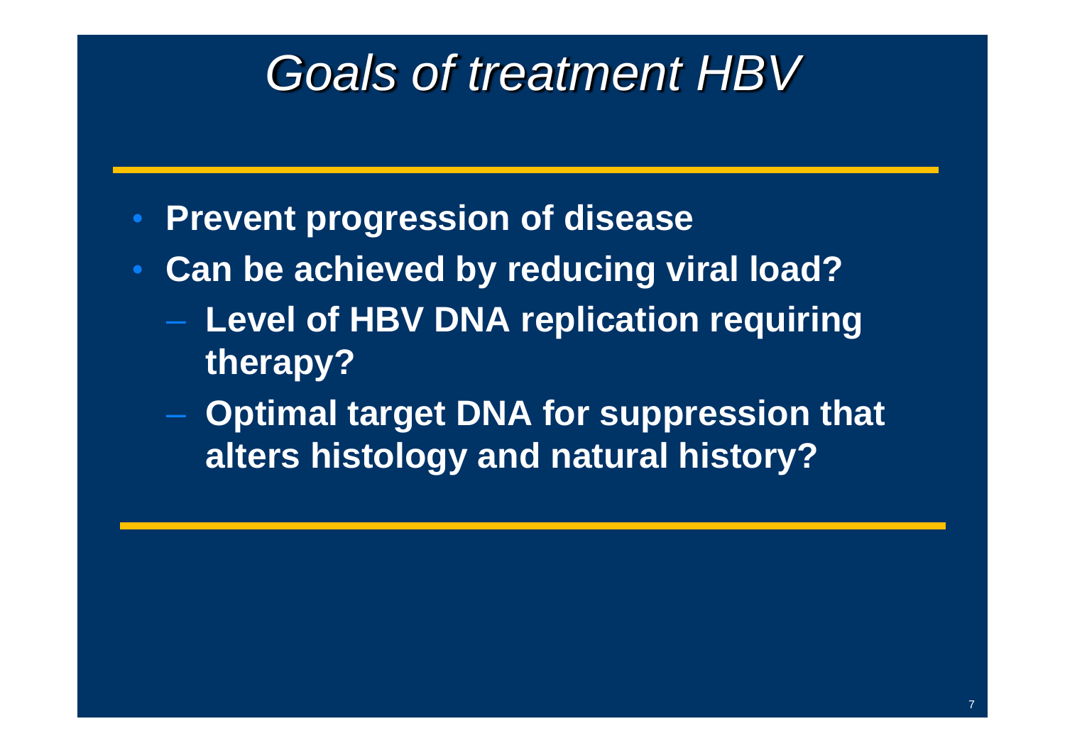# *Goals of treatment HBV*

- **Prevent progression of disease**
- **Can be achieved by reducing viral load?**
  - **Level of HBV DNA replication requiring therapy?**
  - **Optimal target DNA for suppression that alters histology and natural history?**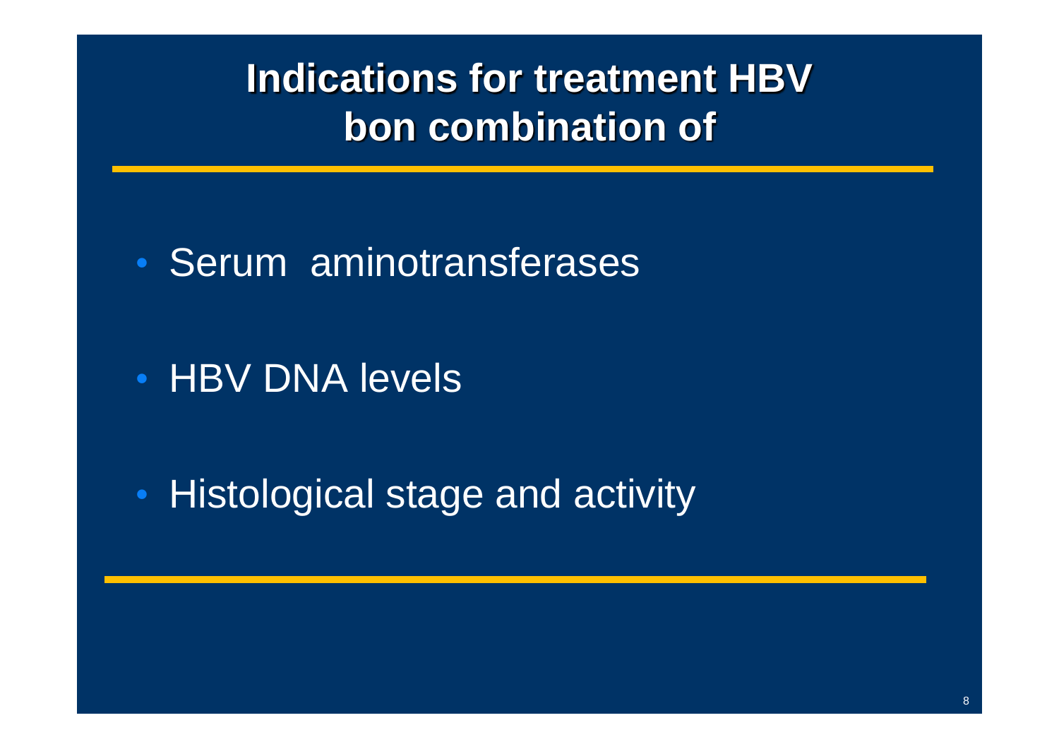# Indications for treatment HBV bon combination of

- Serum aminotransferases
- HBV DNA levels
- Histological stage and activity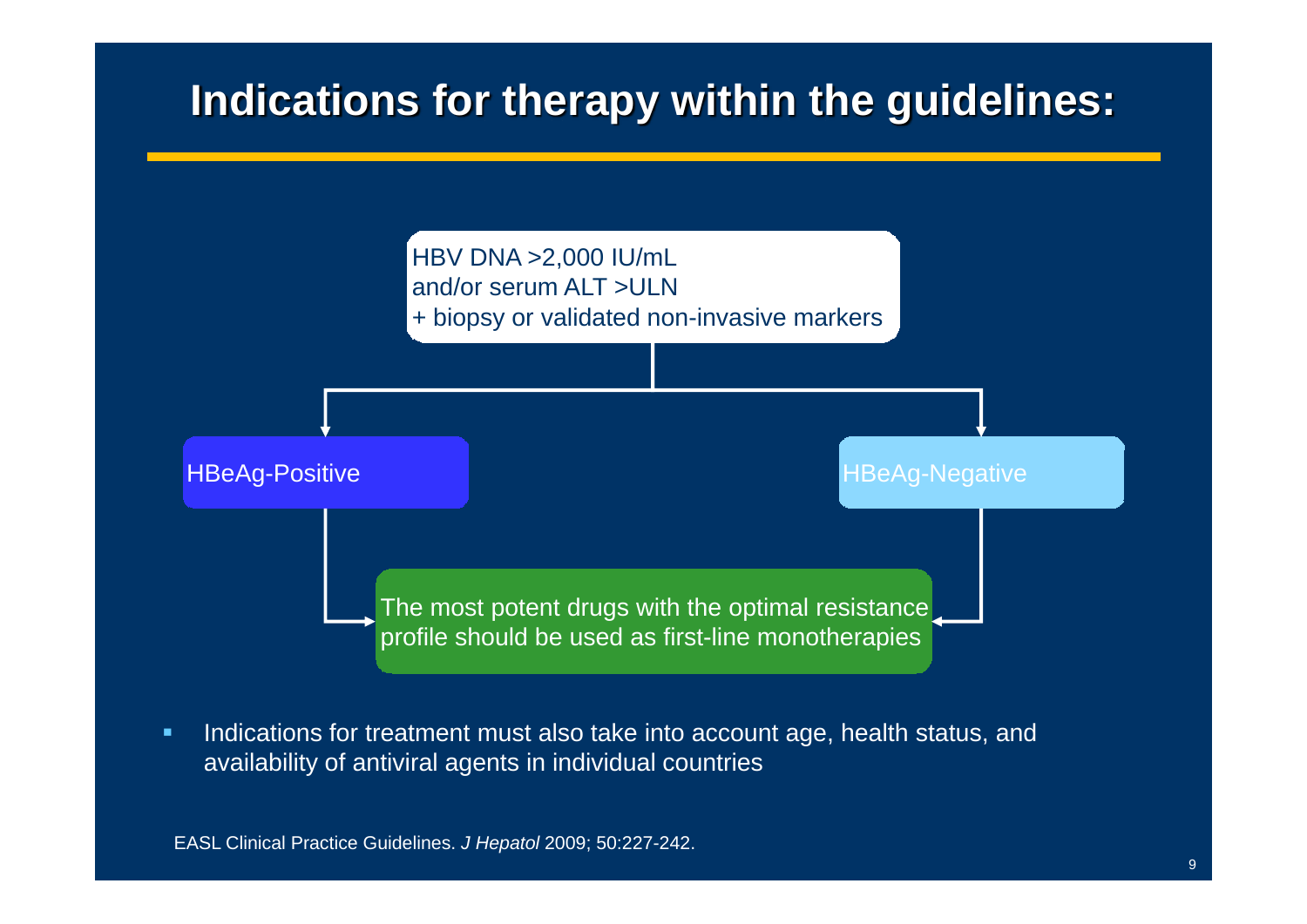# Indications for therapy within the guidelines:

HBV DNA >2,000 IU/mL
and/or serum ALT >ULN
+ biopsy or validated non-invasive markers

HBeAg-Positive

HBeAg-Negative

The most potent drugs with the optimal resistance profile should be used as first-line monotherapies

- Indications for treatment must also take into account age, health status, and availability of antiviral agents in individual countries

EASL Clinical Practice Guidelines. *J Hepatol* 2009; 50:227-242.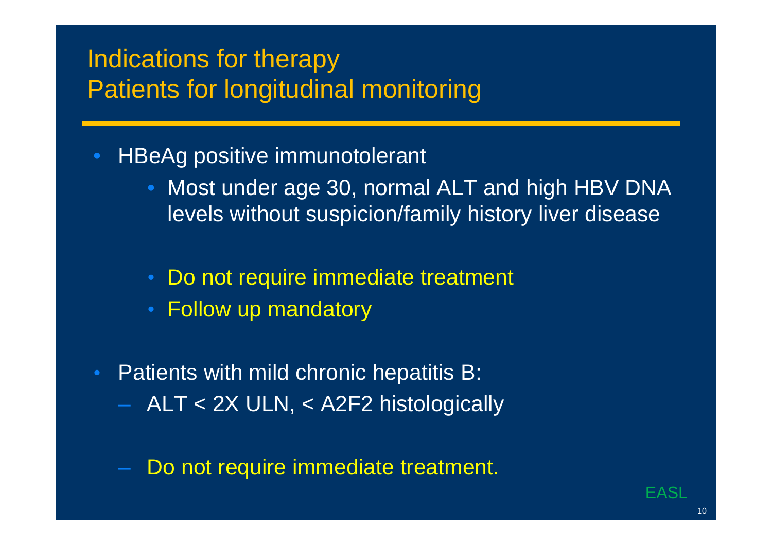# Indications for therapy
# Patients for longitudinal monitoring

- HBeAg positive immunotolerant
  - Most under age 30, normal ALT and high HBV DNA levels without suspicion/family history liver disease
  - Do not require immediate treatment
  - Follow up mandatory
- Patients with mild chronic hepatitis B:
  - ALT < 2X ULN, < A2F2 histologically
  - Do not require immediate treatment.

EASL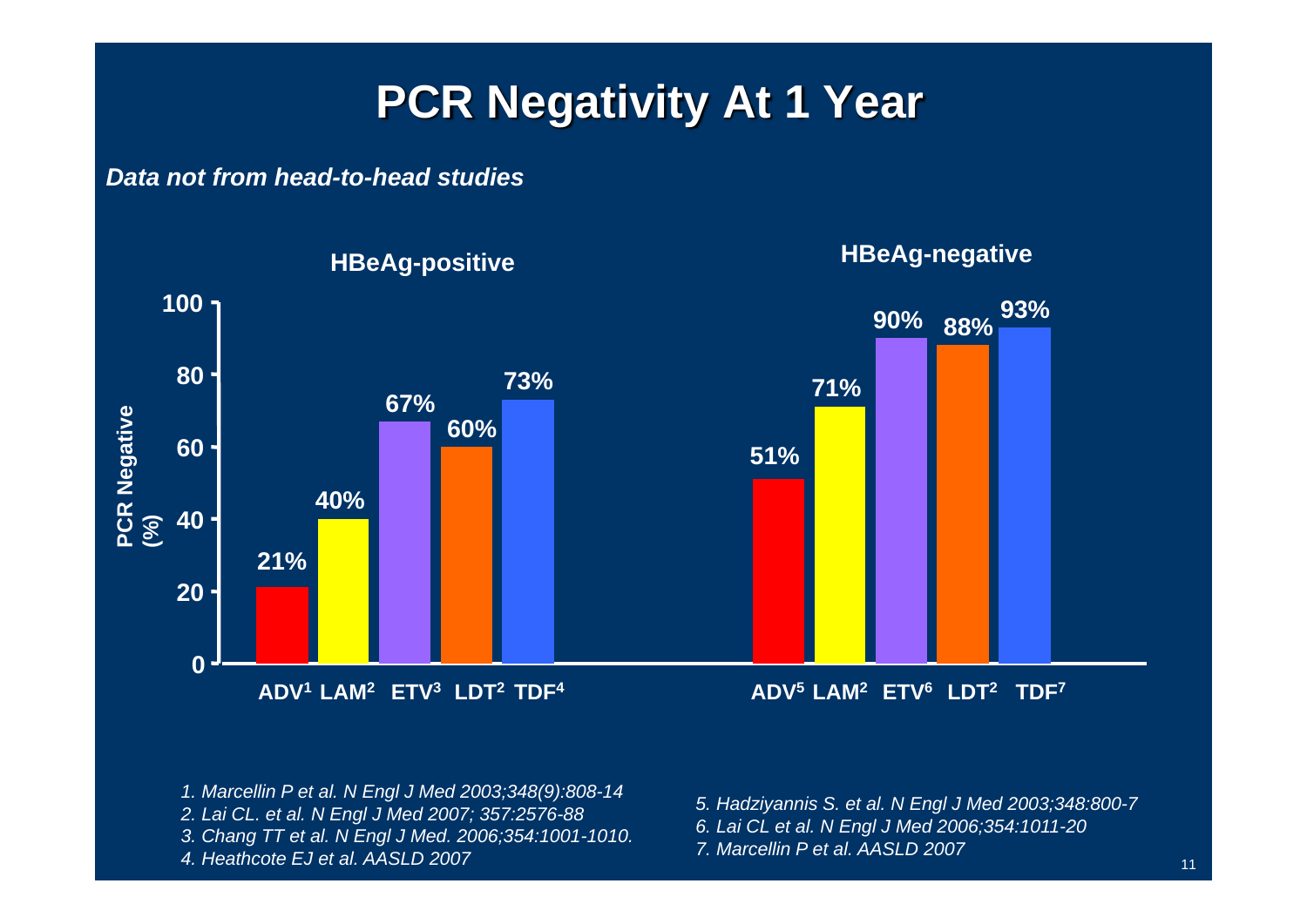# PCR Negativity At 1 Year

***Data not from head-to-head studies***

| PCR Negative (%) | ADV | LAM | ETV | LDT | TDF |
|---|---|---|---|---|---|
| **HBeAg-positive** | 21%[1] | 40%[2] | 67%[3] | 60%[2] | 73%[4] |
| **HBeAg-negative** | 51%[5] | 71%[2] | 90%[6] | 88%[2] | 93%[7] |

*1. Marcellin P et al. N Engl J Med 2003;348(9):808-14*
*2. Lai CL. et al. N Engl J Med 2007; 357:2576-88*
*3. Chang TT et al. N Engl J Med. 2006;354:1001-1010.*
*4. Heathcote EJ et al. AASLD 2007*
*5. Hadziyannis S. et al. N Engl J Med 2003;348:800-7*
*6. Lai CL et al. N Engl J Med 2006;354:1011-20*
*7. Marcellin P et al. AASLD 2007*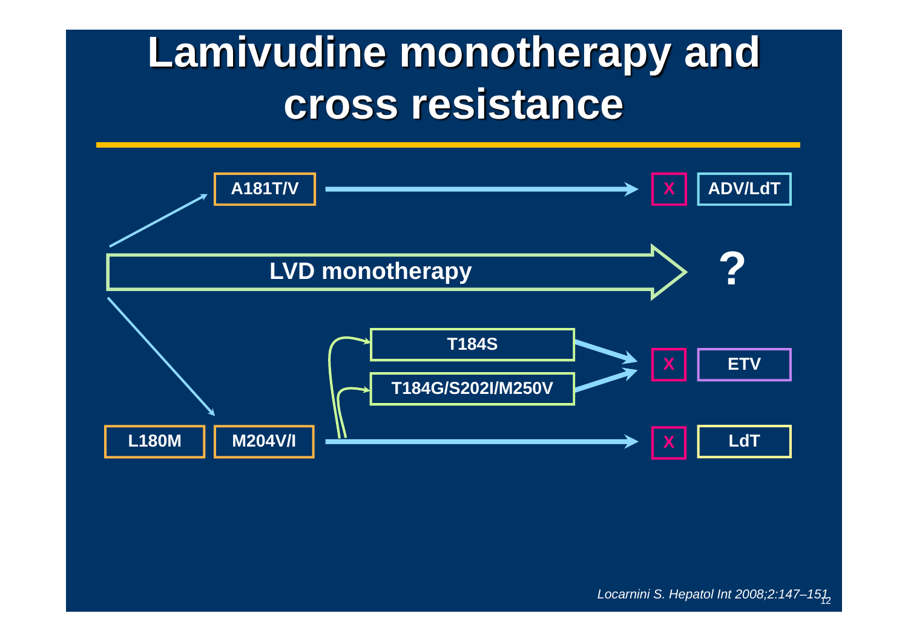# Lamivudine monotherapy and cross resistance

A181T/V → X ADV/LdT

LVD monotherapy → ?

T184S → X ETV

T184G/S202I/M250V → X ETV

L180M M204V/I → X LdT

*Locarnini S. Hepatol Int 2008;2:147–151*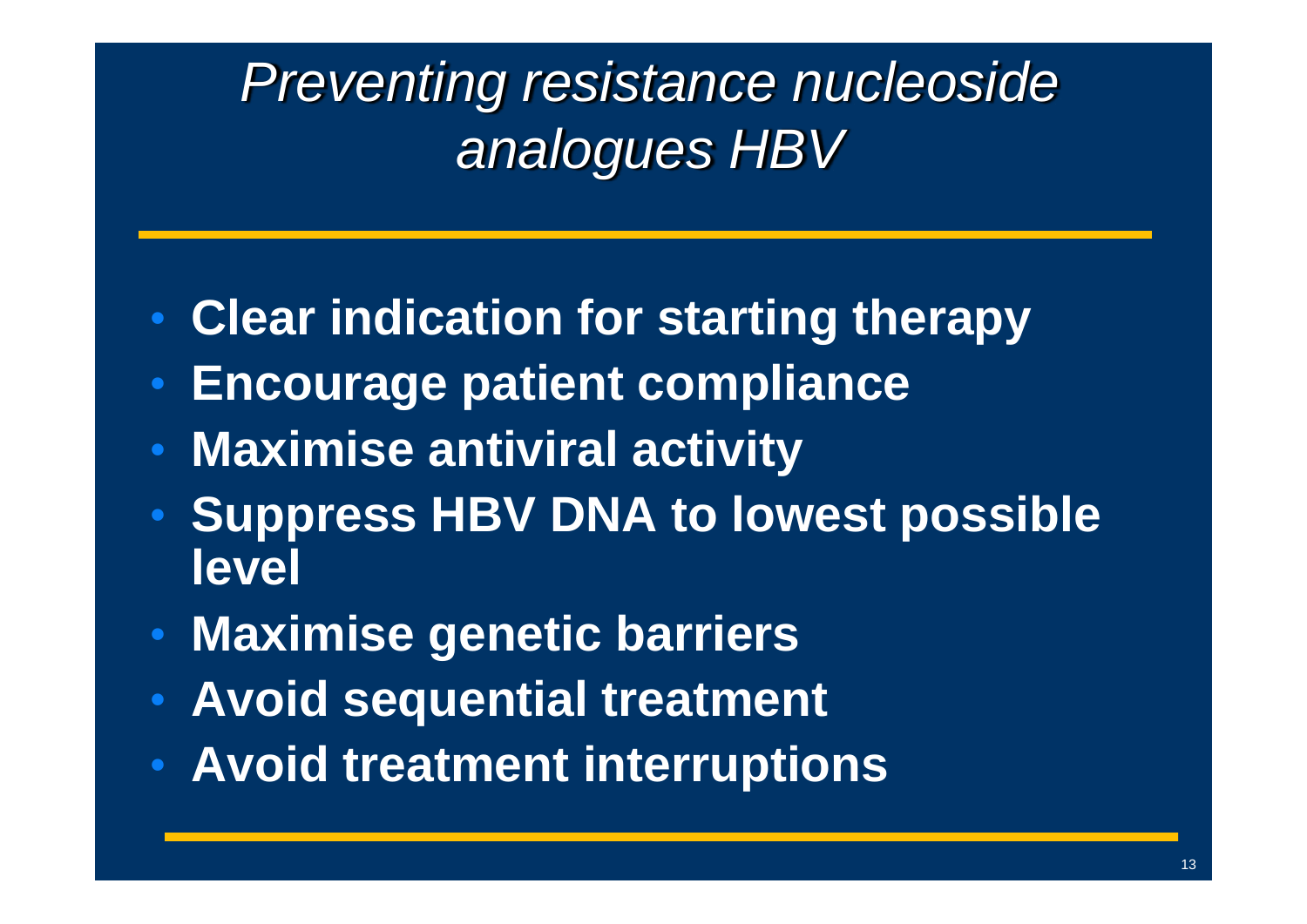# *Preventing resistance nucleoside analogues HBV*

- **Clear indication for starting therapy**
- **Encourage patient compliance**
- **Maximise antiviral activity**
- **Suppress HBV DNA to lowest possible level**
- **Maximise genetic barriers**
- **Avoid sequential treatment**
- **Avoid treatment interruptions**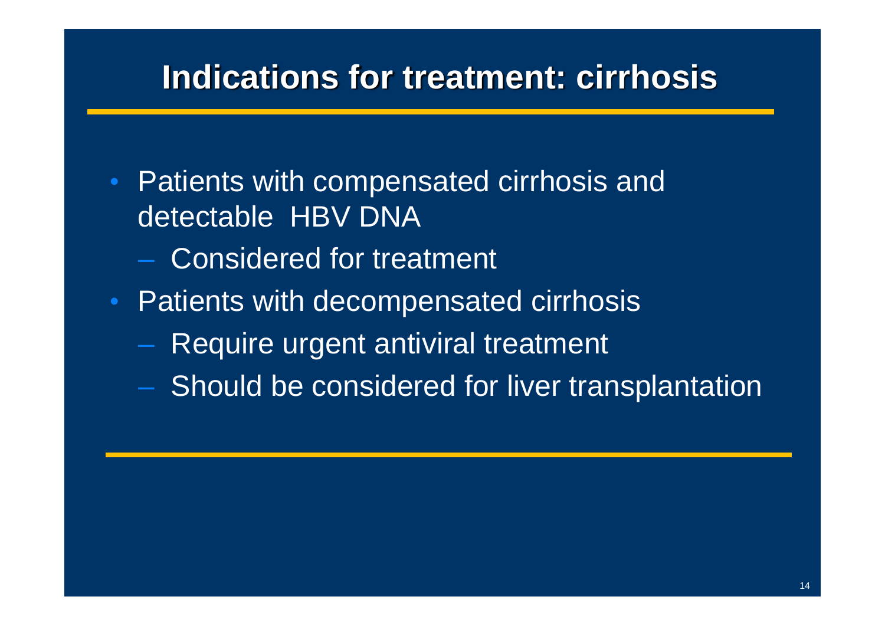# Indications for treatment: cirrhosis

- Patients with compensated cirrhosis and detectable HBV DNA
  - Considered for treatment
- Patients with decompensated cirrhosis
  - Require urgent antiviral treatment
  - Should be considered for liver transplantation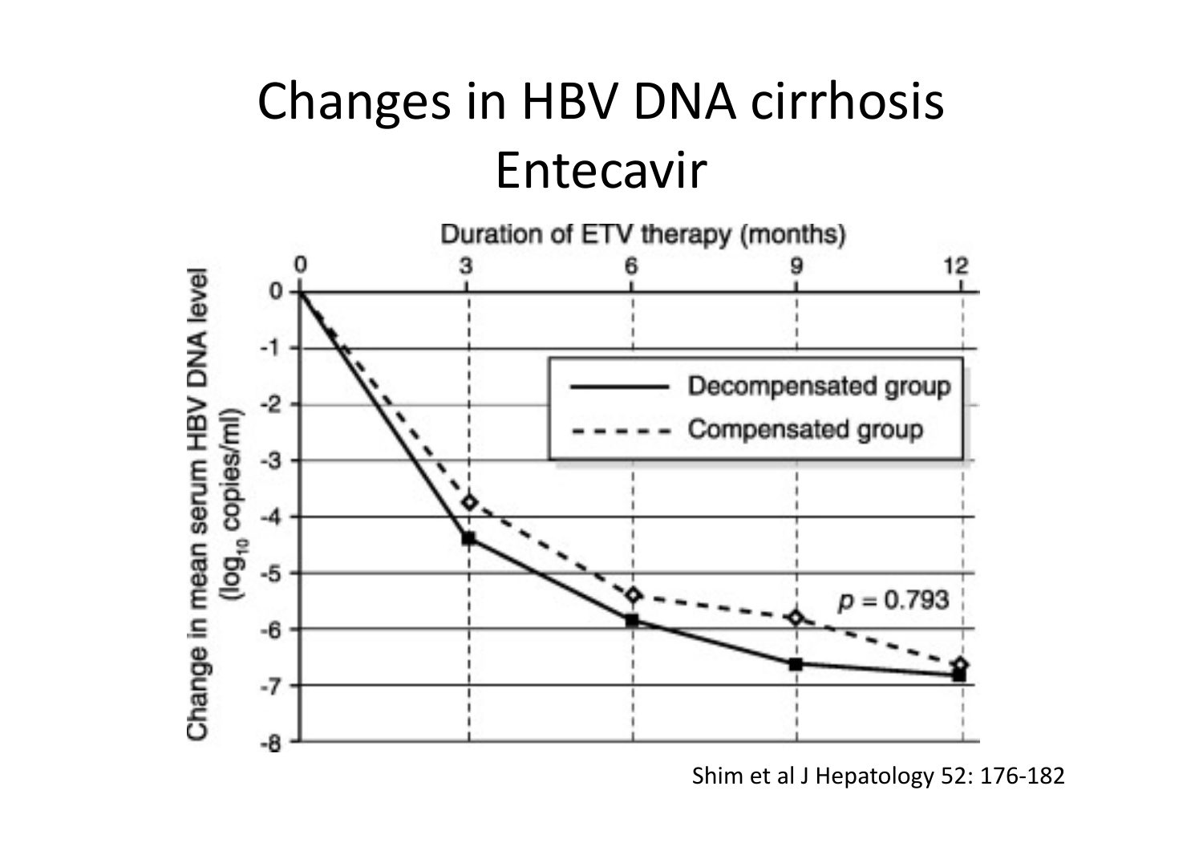# Changes in HBV DNA cirrhosis Entecavir

Duration of ETV therapy (months)

Change in mean serum HBV DNA level ($log_{10}$ copies/ml)

Decompensated group

Compensated group

$p = 0.793$

Shim et al J Hepatology 52: 176-182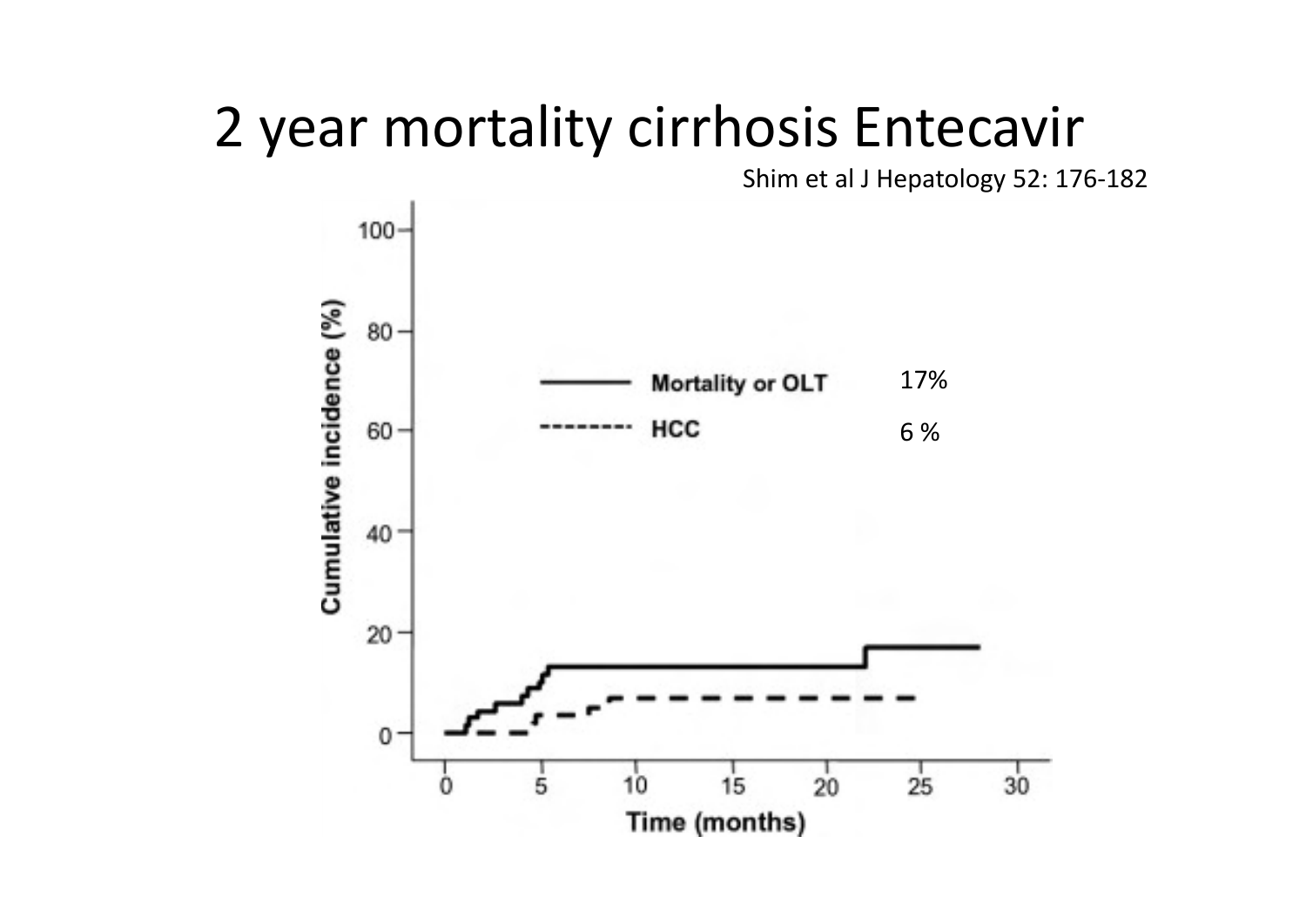# 2 year mortality cirrhosis Entecavir

Shim et al J Hepatology 52: 176-182

Mortality or OLT 17%

HCC 6 %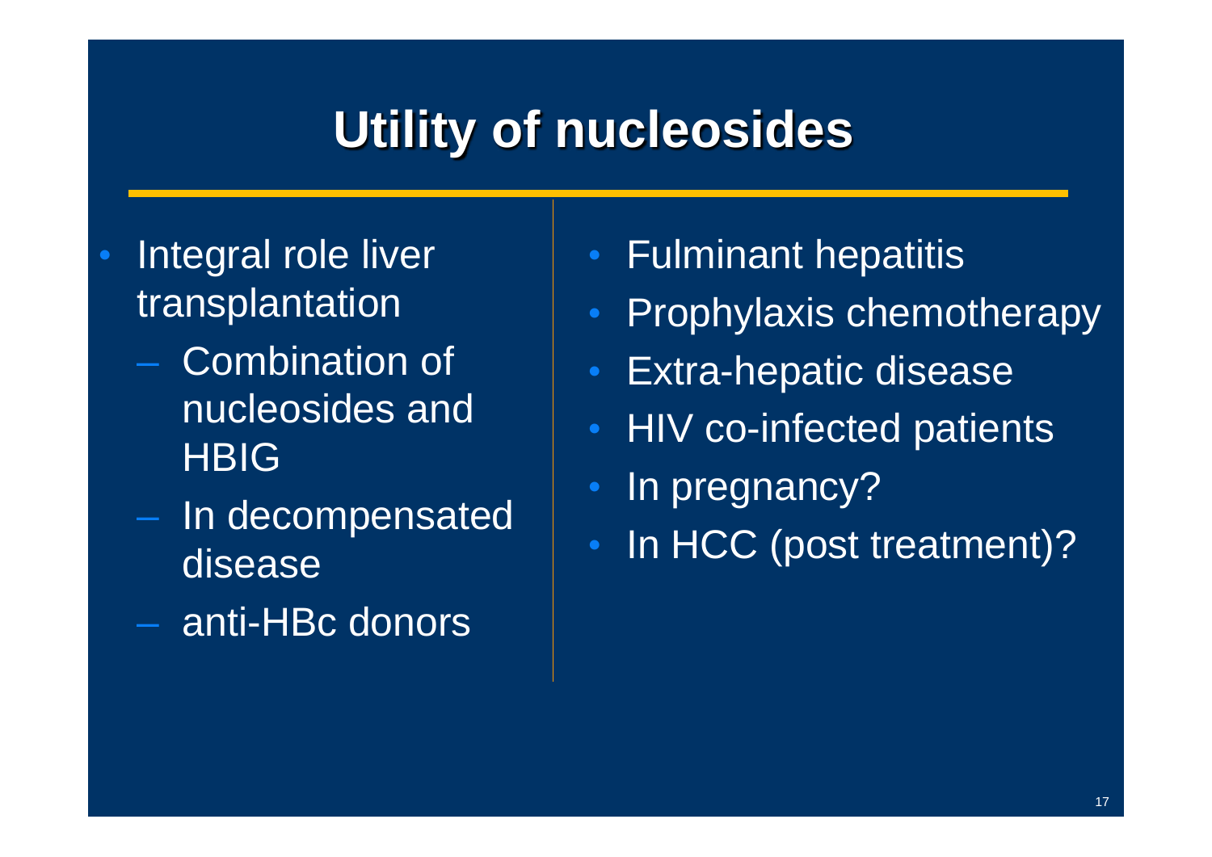# Utility of nucleosides

- Integral role liver transplantation
  - Combination of nucleosides and HBIG
  - In decompensated disease
  - anti-HBc donors

- Fulminant hepatitis
- Prophylaxis chemotherapy
- Extra-hepatic disease
- HIV co-infected patients
- In pregnancy?
- In HCC (post treatment)?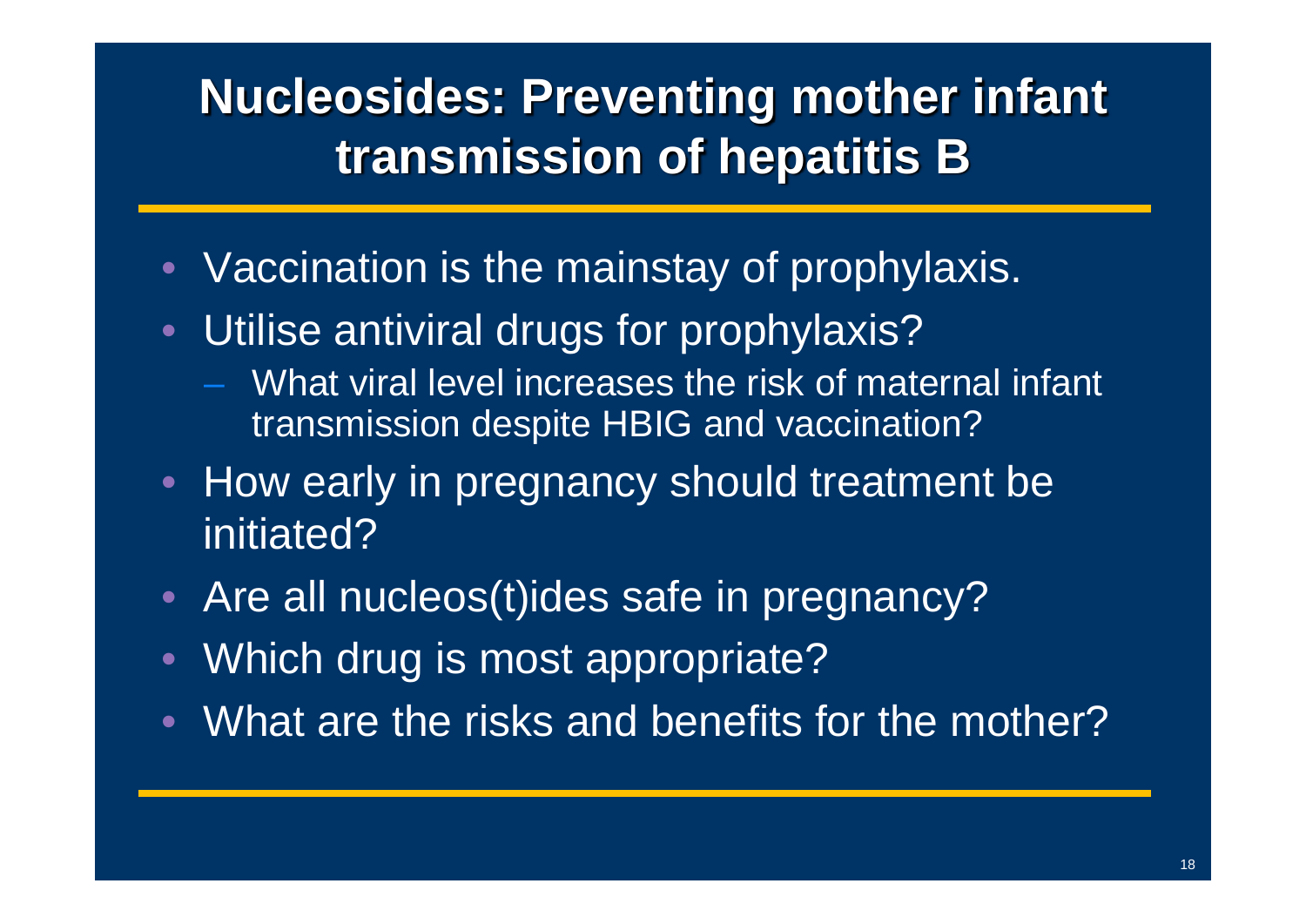# Nucleosides: Preventing mother infant transmission of hepatitis B

- Vaccination is the mainstay of prophylaxis.
- Utilise antiviral drugs for prophylaxis?
  - What viral level increases the risk of maternal infant transmission despite HBIG and vaccination?
- How early in pregnancy should treatment be initiated?
- Are all nucleos(t)ides safe in pregnancy?
- Which drug is most appropriate?
- What are the risks and benefits for the mother?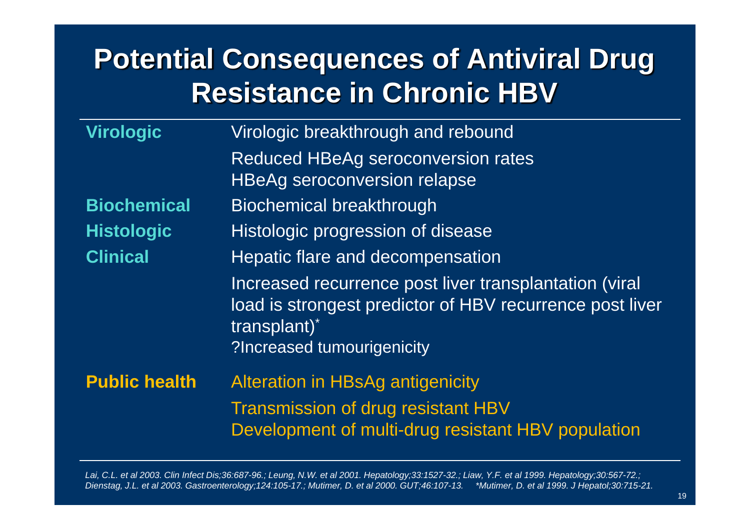# Potential Consequences of Antiviral Drug Resistance in Chronic HBV

| | |
|---|---|
| **Virologic** | Virologic breakthrough and rebound |
| | Reduced HBeAg seroconversion rates<br>HBeAg seroconversion relapse |
| **Biochemical** | Biochemical breakthrough |
| **Histologic** | Histologic progression of disease |
| **Clinical** | Hepatic flare and decompensation |
| | Increased recurrence post liver transplantation (viral load is strongest predictor of HBV recurrence post liver transplant)*<br>?Increased tumourigenicity |
| **Public health** | Alteration in HBsAg antigenicity |
| | Transmission of drug resistant HBV<br>Development of multi-drug resistant HBV population |

*Lai, C.L. et al 2003. Clin Infect Dis;36:687-96.; Leung, N.W. et al 2001. Hepatology;33:1527-32.; Liaw, Y.F. et al 1999. Hepatology;30:567-72.; Dienstag, J.L. et al 2003. Gastroenterology;124:105-17.; Mutimer, D. et al 2000. GUT;46:107-13. \*Mutimer, D. et al 1999. J Hepatol;30:715-21.*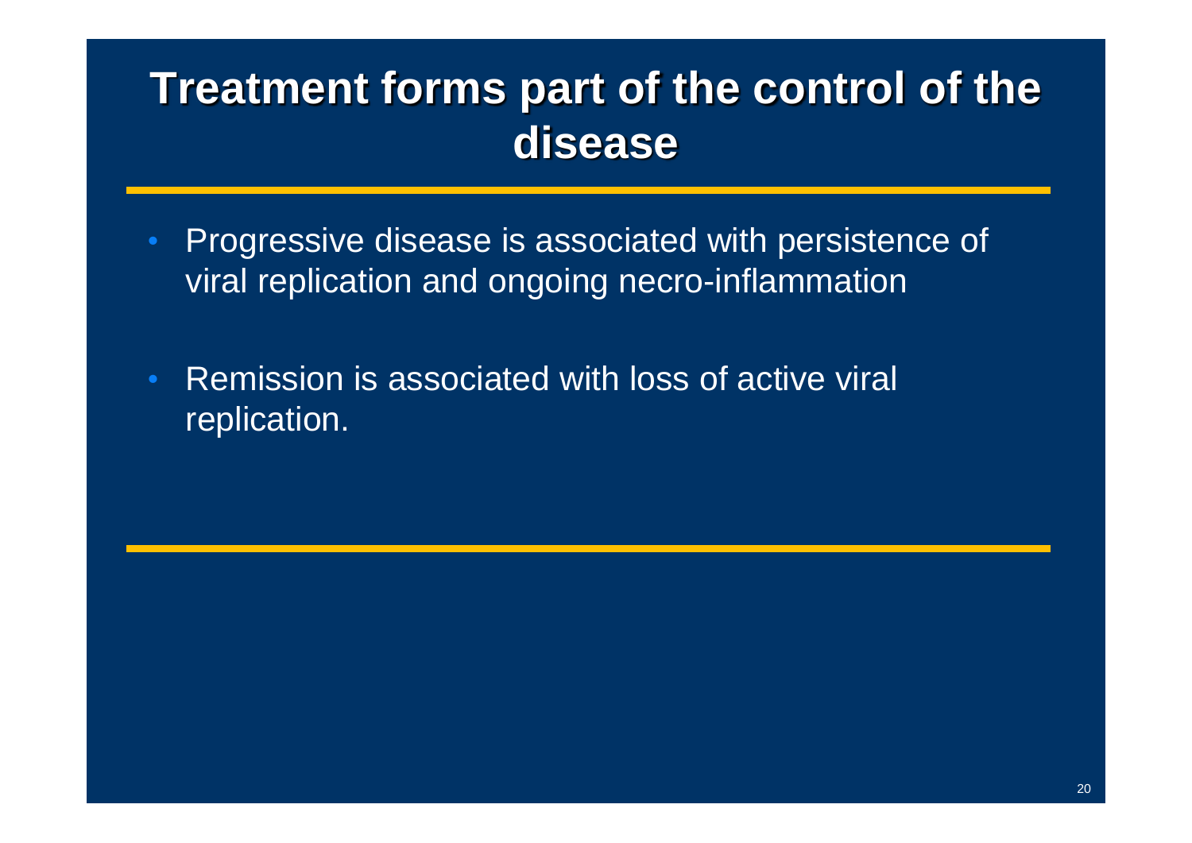# Treatment forms part of the control of the disease

- Progressive disease is associated with persistence of viral replication and ongoing necro-inflammation
- Remission is associated with loss of active viral replication.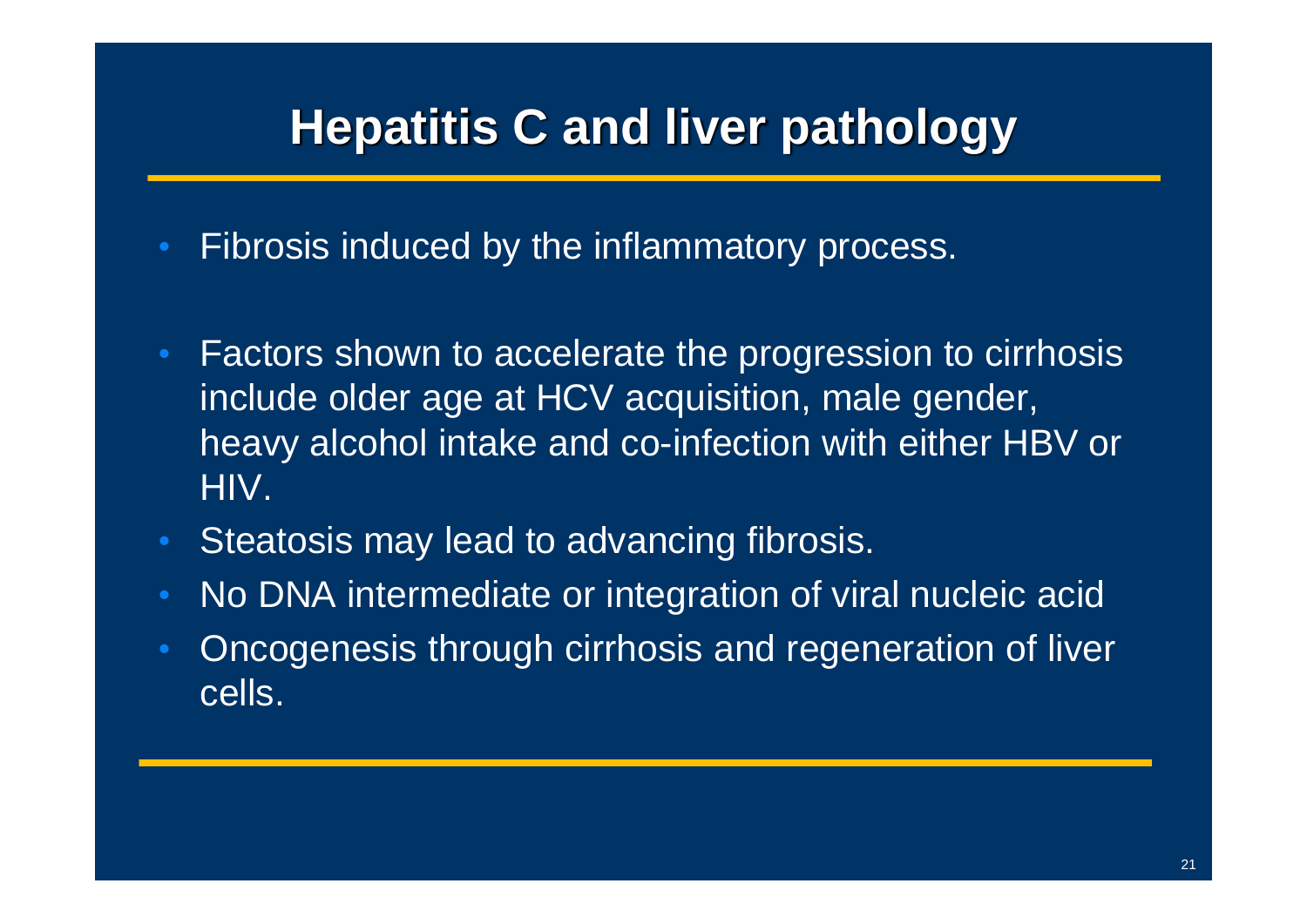# Hepatitis C and liver pathology

- Fibrosis induced by the inflammatory process.
- Factors shown to accelerate the progression to cirrhosis include older age at HCV acquisition, male gender, heavy alcohol intake and co-infection with either HBV or HIV.
- Steatosis may lead to advancing fibrosis.
- No DNA intermediate or integration of viral nucleic acid
- Oncogenesis through cirrhosis and regeneration of liver cells.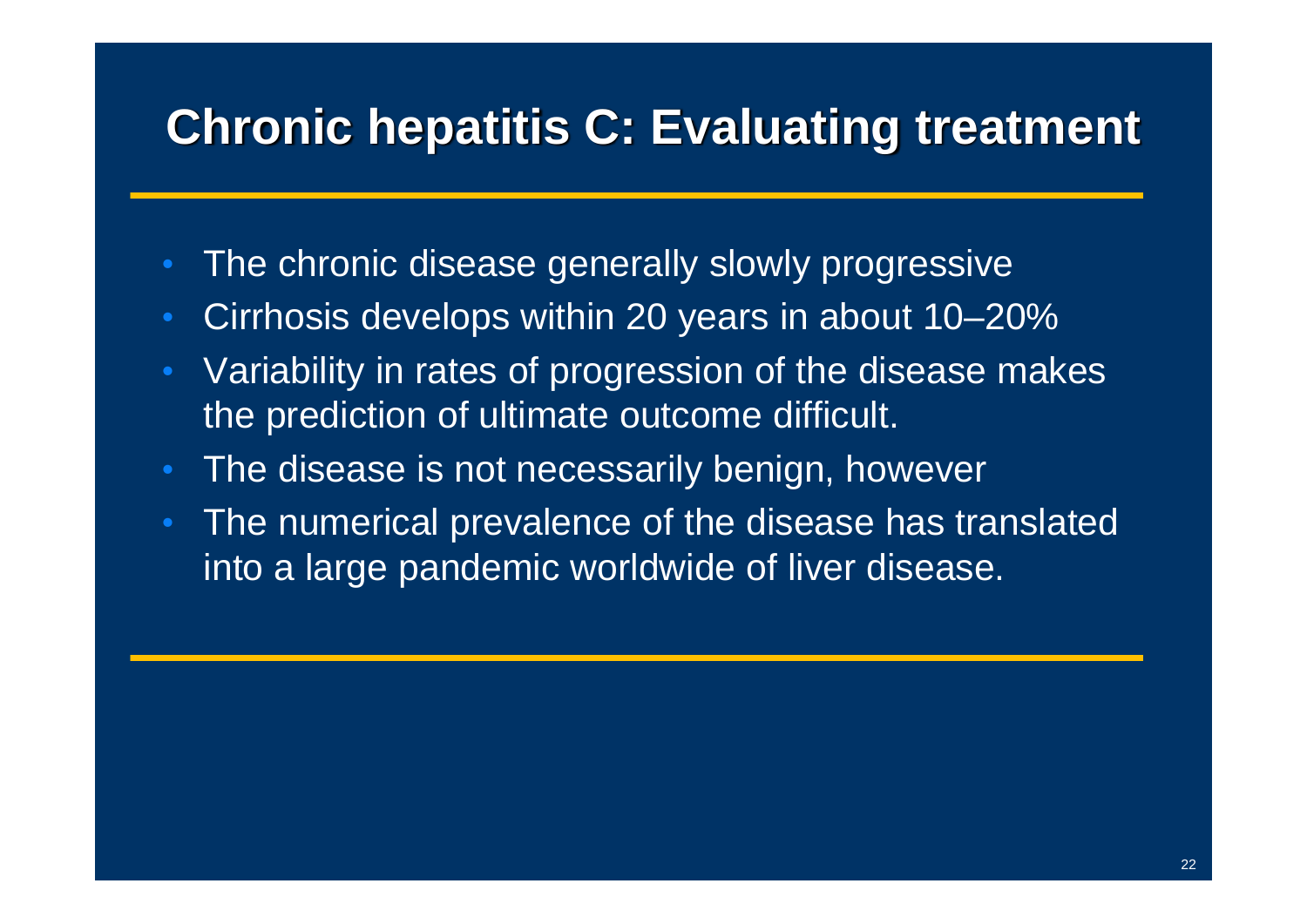# Chronic hepatitis C: Evaluating treatment

- The chronic disease generally slowly progressive
- Cirrhosis develops within 20 years in about 10–20%
- Variability in rates of progression of the disease makes the prediction of ultimate outcome difficult.
- The disease is not necessarily benign, however
- The numerical prevalence of the disease has translated into a large pandemic worldwide of liver disease.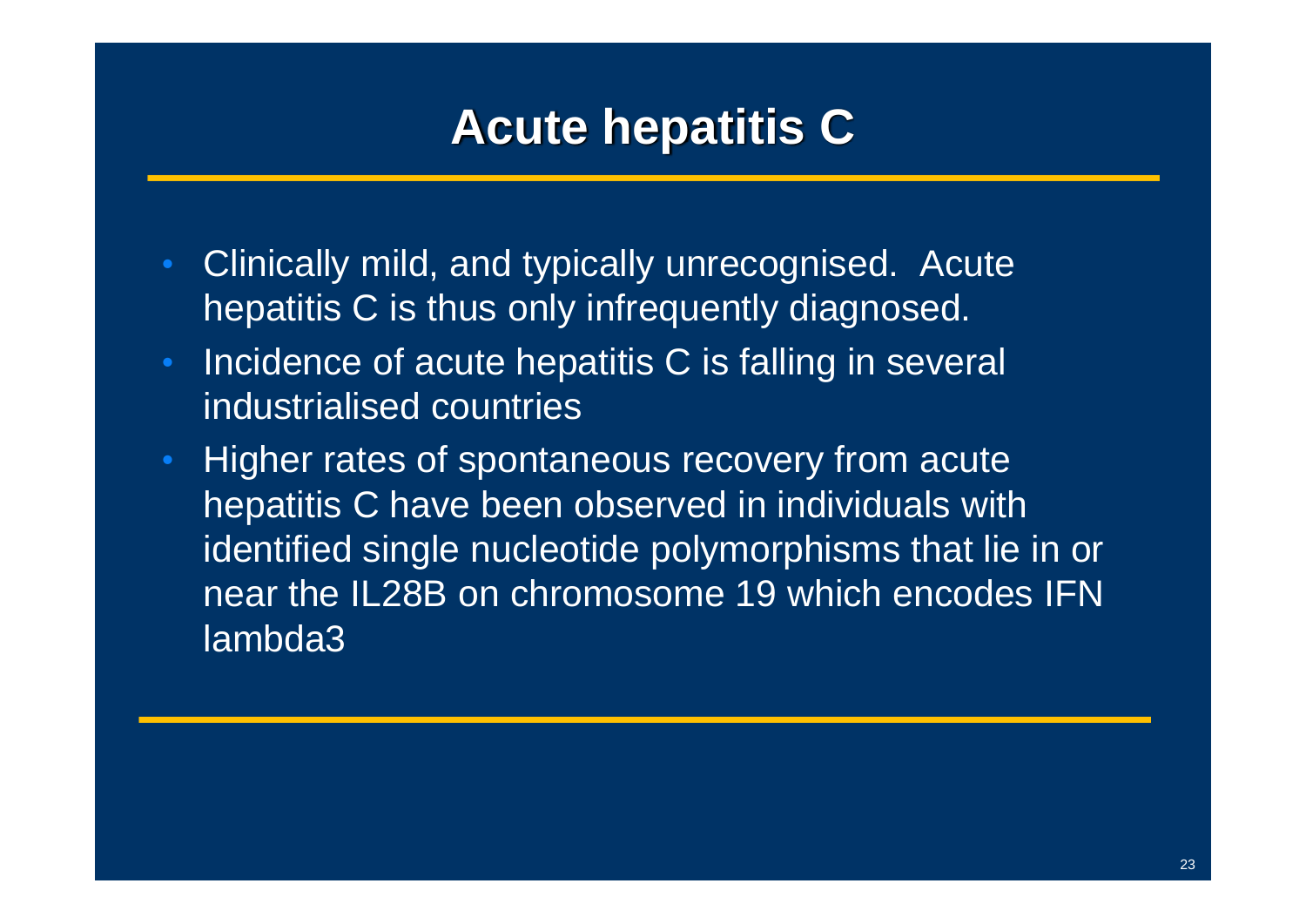# Acute hepatitis C

- Clinically mild, and typically unrecognised. Acute hepatitis C is thus only infrequently diagnosed.
- Incidence of acute hepatitis C is falling in several industrialised countries
- Higher rates of spontaneous recovery from acute hepatitis C have been observed in individuals with identified single nucleotide polymorphisms that lie in or near the IL28B on chromosome 19 which encodes IFN lambda3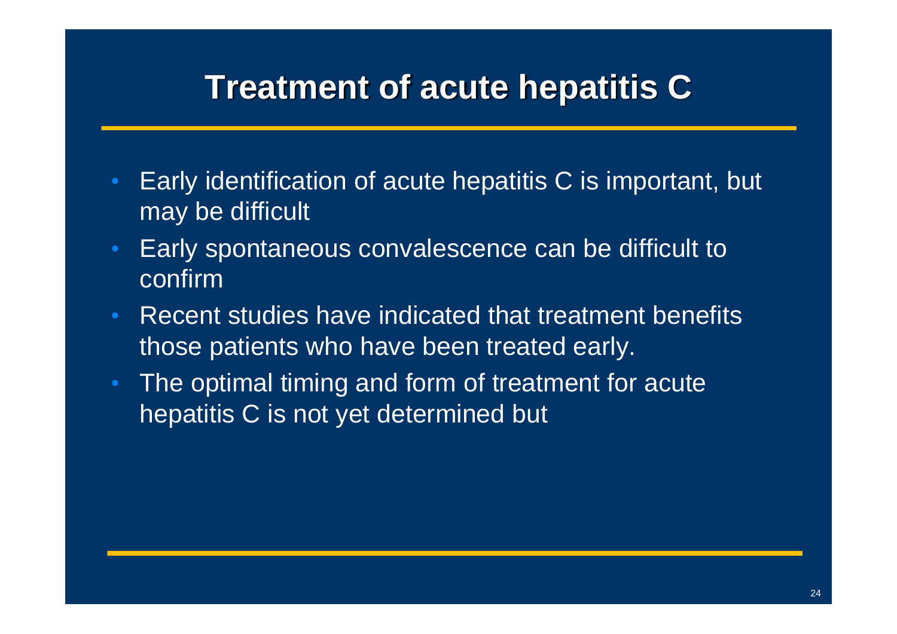# Treatment of acute hepatitis C

- Early identification of acute hepatitis C is important, but may be difficult
- Early spontaneous convalescence can be difficult to confirm
- Recent studies have indicated that treatment benefits those patients who have been treated early.
- The optimal timing and form of treatment for acute hepatitis C is not yet determined but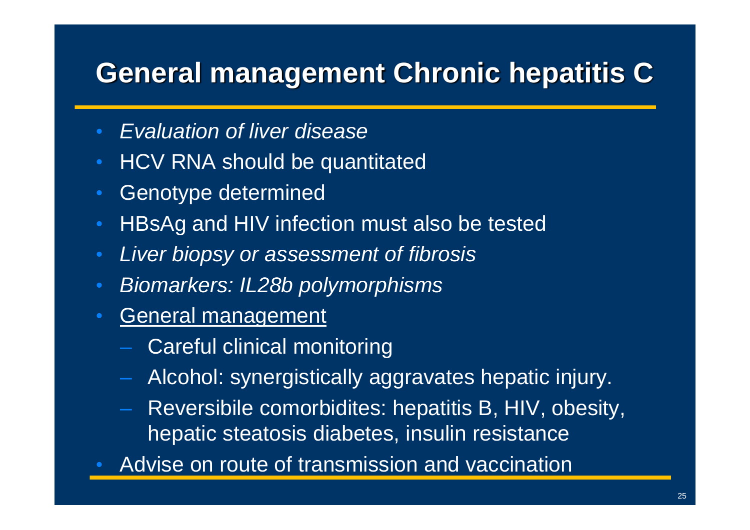# General management Chronic hepatitis C

- *Evaluation of liver disease*
- HCV RNA should be quantitated
- Genotype determined
- HBsAg and HIV infection must also be tested
- *Liver biopsy or assessment of fibrosis*
- *Biomarkers: IL28b polymorphisms*
- <u>General management</u>
  - Careful clinical monitoring
  - Alcohol: synergistically aggravates hepatic injury.
  - Reversibile comorbidites: hepatitis B, HIV, obesity, hepatic steatosis diabetes, insulin resistance
- Advise on route of transmission and vaccination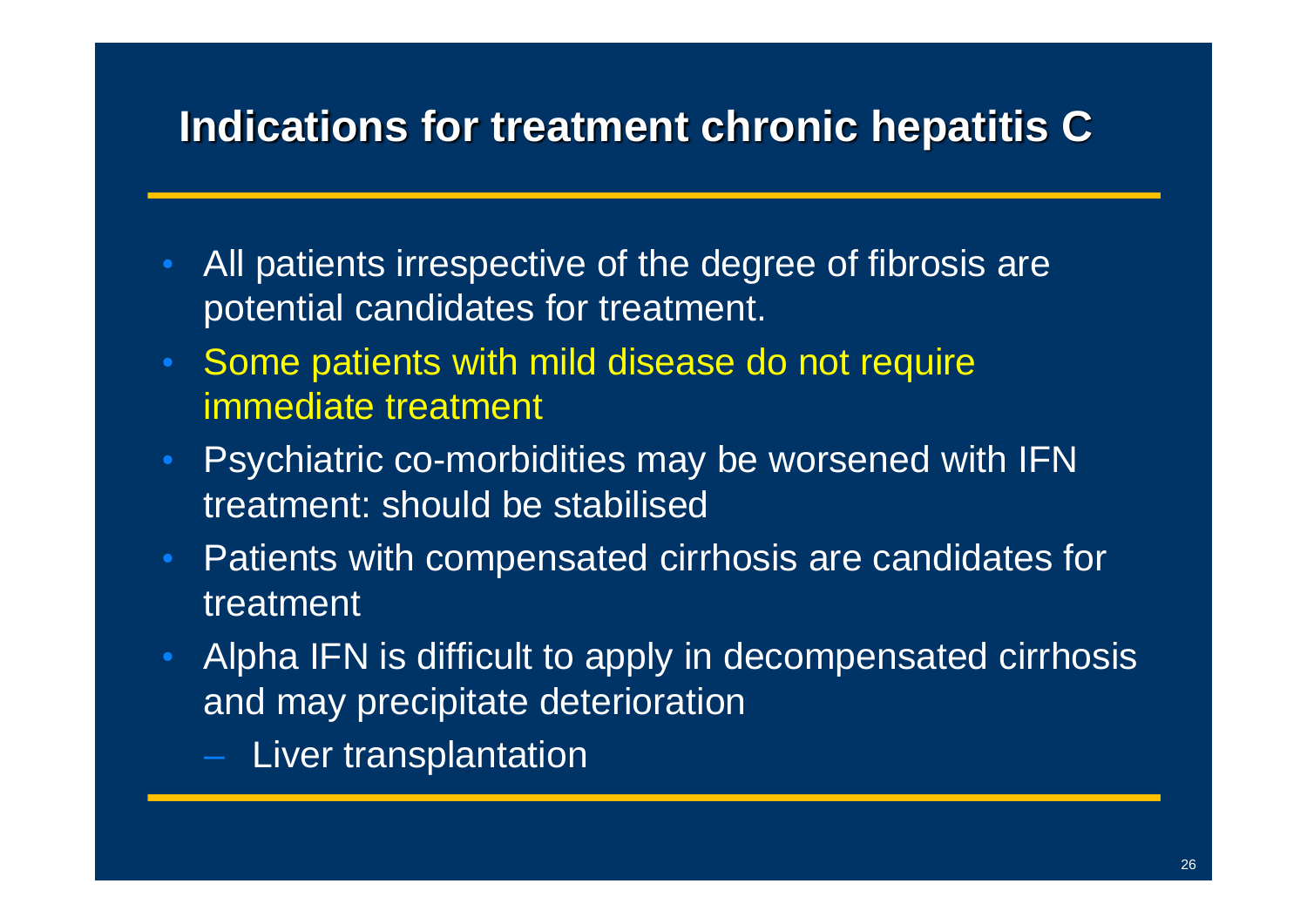# Indications for treatment chronic hepatitis C

- All patients irrespective of the degree of fibrosis are potential candidates for treatment.
- Some patients with mild disease do not require immediate treatment
- Psychiatric co-morbidities may be worsened with IFN treatment: should be stabilised
- Patients with compensated cirrhosis are candidates for treatment
- Alpha IFN is difficult to apply in decompensated cirrhosis and may precipitate deterioration
  - Liver transplantation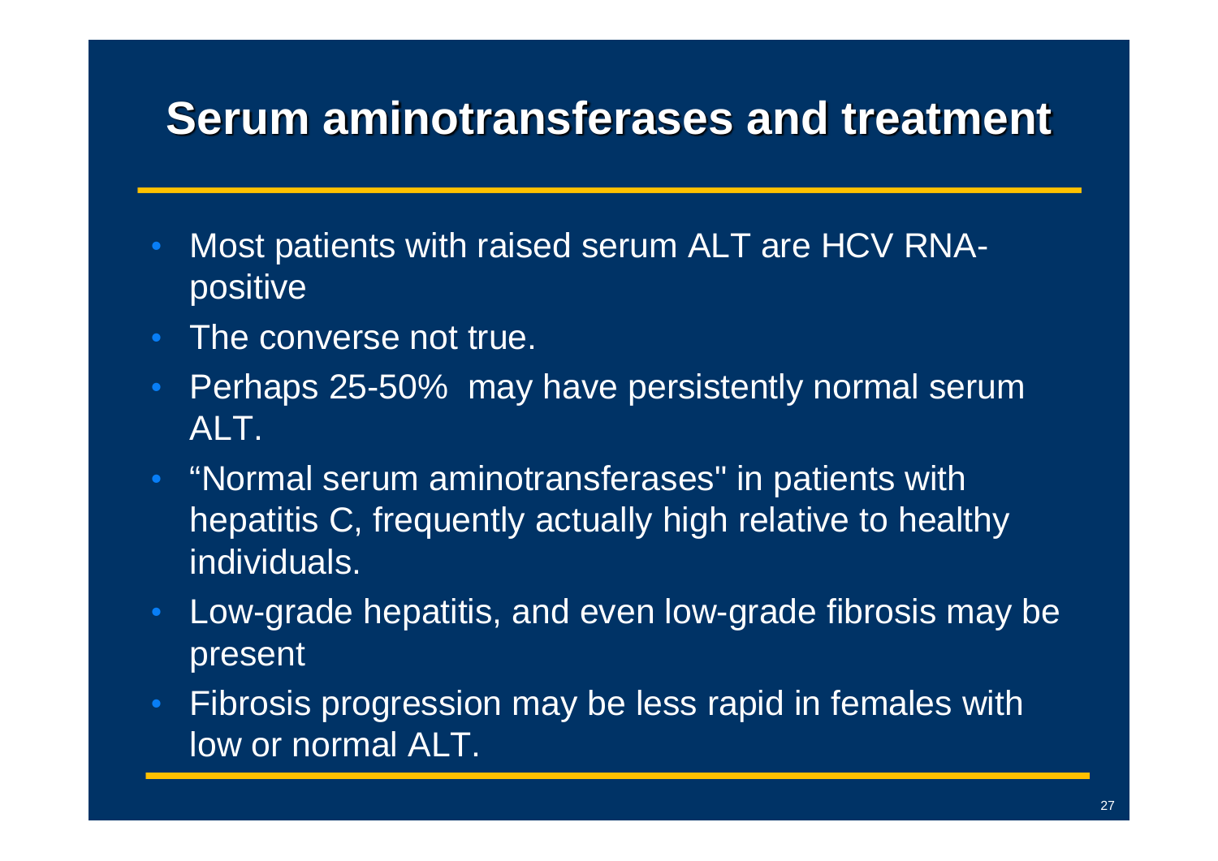# Serum aminotransferases and treatment

- Most patients with raised serum ALT are HCV RNA-positive
- The converse not true.
- Perhaps 25-50% may have persistently normal serum ALT.
- “Normal serum aminotransferases" in patients with hepatitis C, frequently actually high relative to healthy individuals.
- Low-grade hepatitis, and even low-grade fibrosis may be present
- Fibrosis progression may be less rapid in females with low or normal ALT.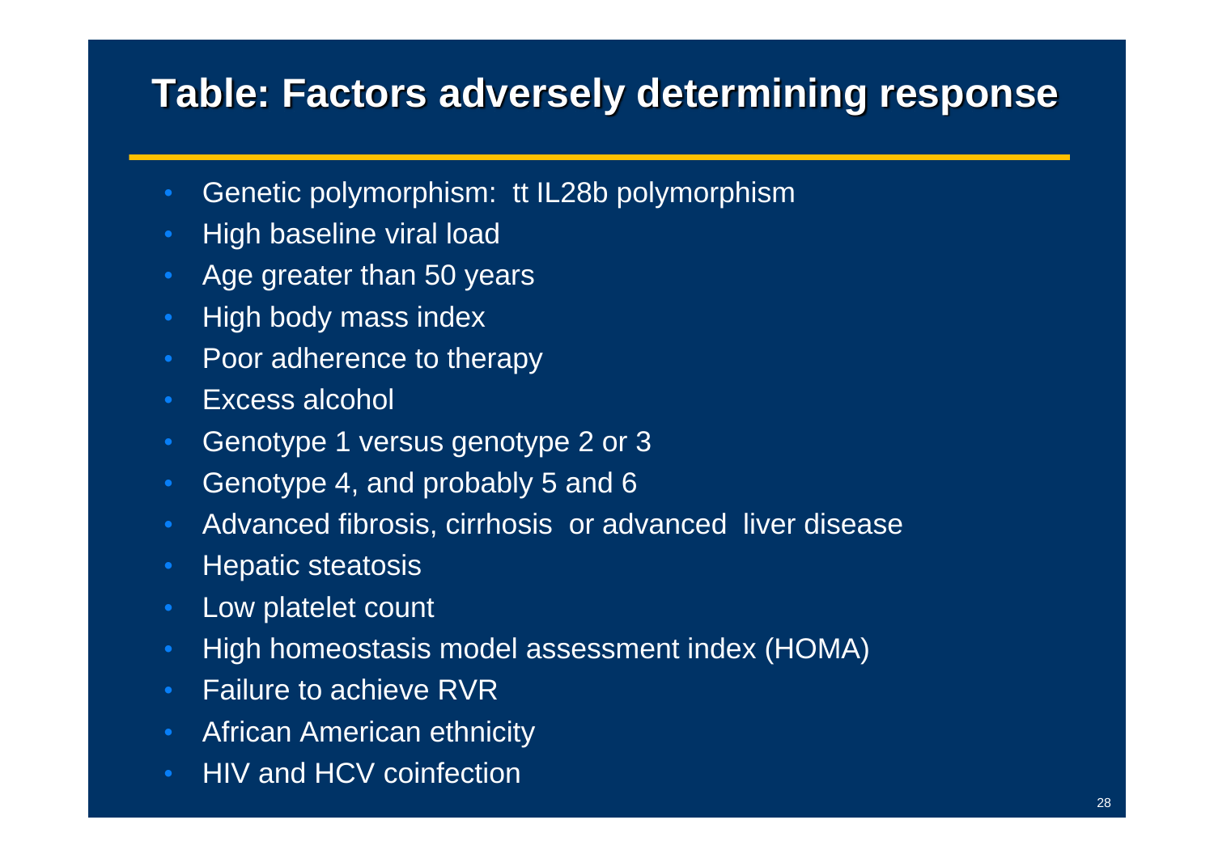# Table: Factors adversely determining response

- Genetic polymorphism:  tt IL28b polymorphism
- High baseline viral load
- Age greater than 50 years
- High body mass index
- Poor adherence to therapy
- Excess alcohol
- Genotype 1 versus genotype 2 or 3
- Genotype 4, and probably 5 and 6
- Advanced fibrosis, cirrhosis  or advanced  liver disease
- Hepatic steatosis
- Low platelet count
- High homeostasis model assessment index (HOMA)
- Failure to achieve RVR
- African American ethnicity
- HIV and HCV coinfection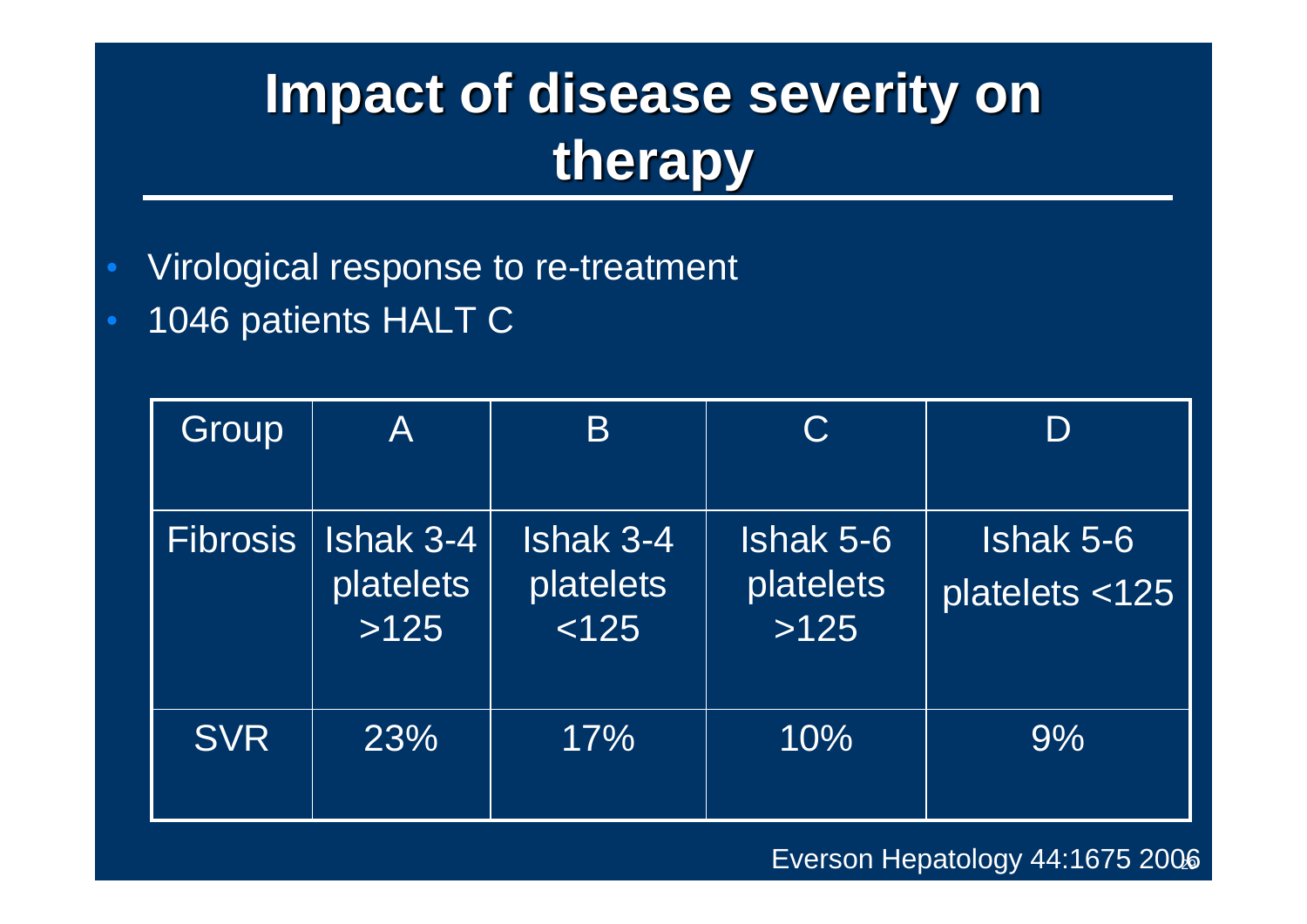# Impact of disease severity on therapy

- Virological response to re-treatment
- 1046 patients HALT C

| Group | A | B | C | D |
|---|---|---|---|---|
| Fibrosis | Ishak 3-4 platelets >125 | Ishak 3-4 platelets <125 | Ishak 5-6 platelets >125 | Ishak 5-6 platelets <125 |
| SVR | 23% | 17% | 10% | 9% |

Everson Hepatology 44:1675 2006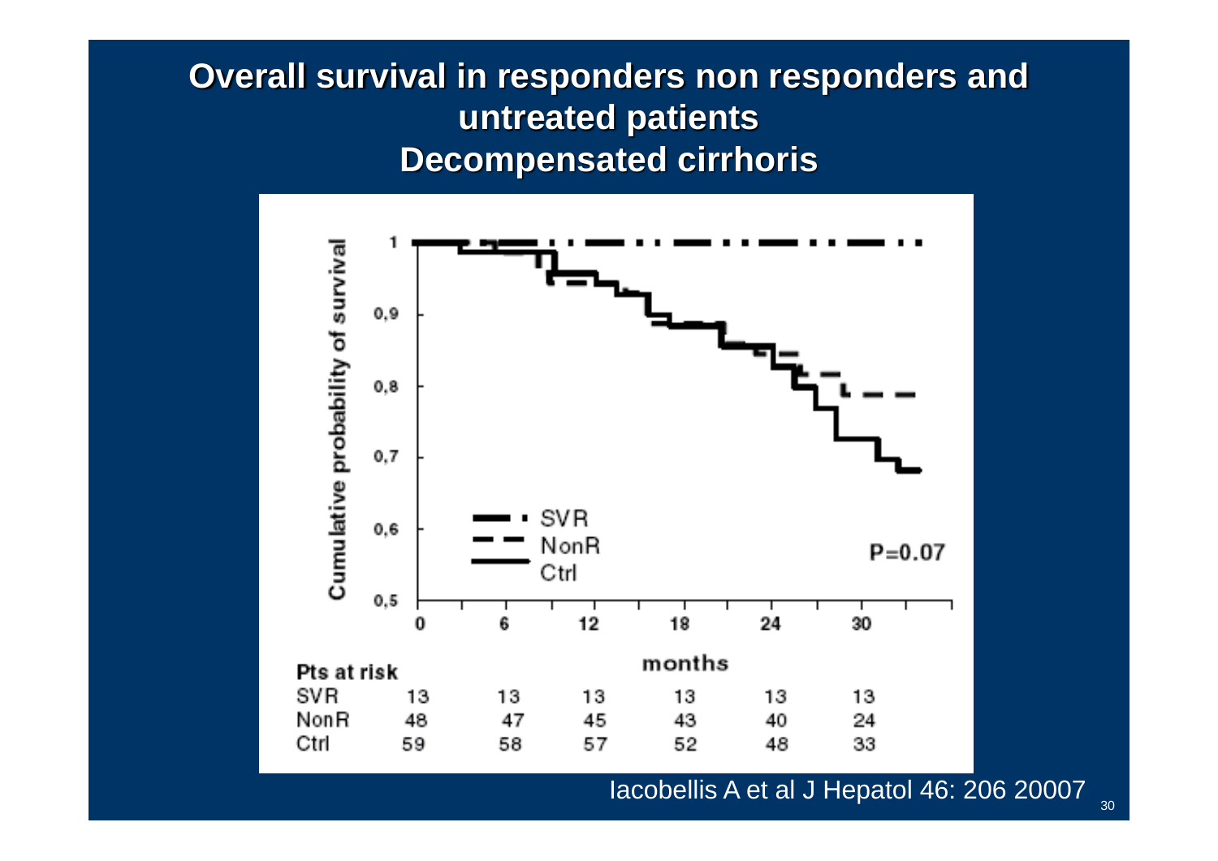# Overall survival in responders non responders and untreated patients
# Decompensated cirrhoris

Cumulative probability of survival

- SVR
- NonR
- Ctrl

P=0.07

months

| Pts at risk | 0 | 6 | 12 | 18 | 24 | 30 |
|---|---|---|---|---|---|---|
| SVR | 13 | 13 | 13 | 13 | 13 | 13 |
| NonR | 48 | 47 | 45 | 43 | 40 | 24 |
| Ctrl | 59 | 58 | 57 | 52 | 48 | 33 |

Iacobellis A et al J Hepatol 46: 206 20007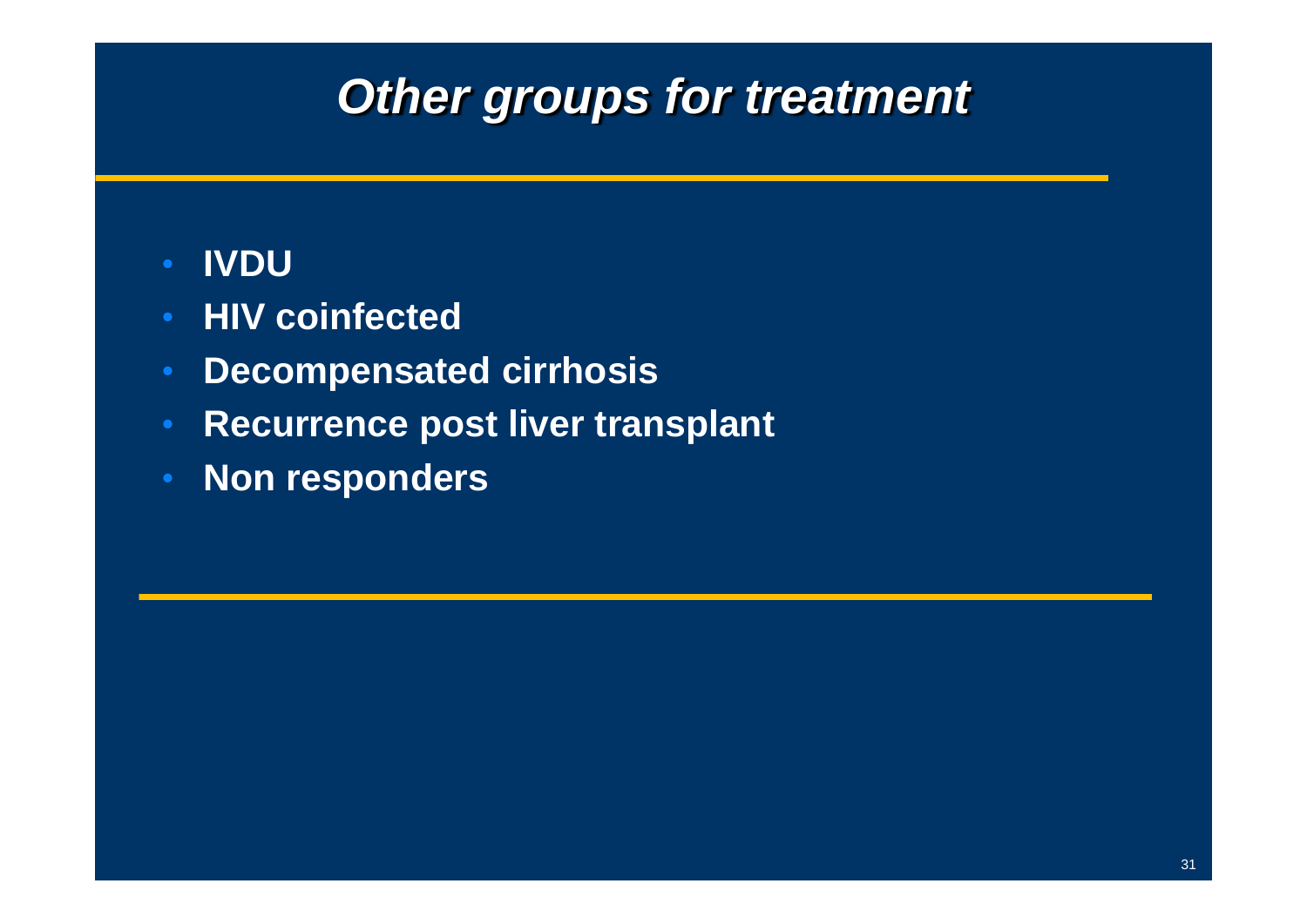# *Other groups for treatment*

- **IVDU**
- **HIV coinfected**
- **Decompensated cirrhosis**
- **Recurrence post liver transplant**
- **Non responders**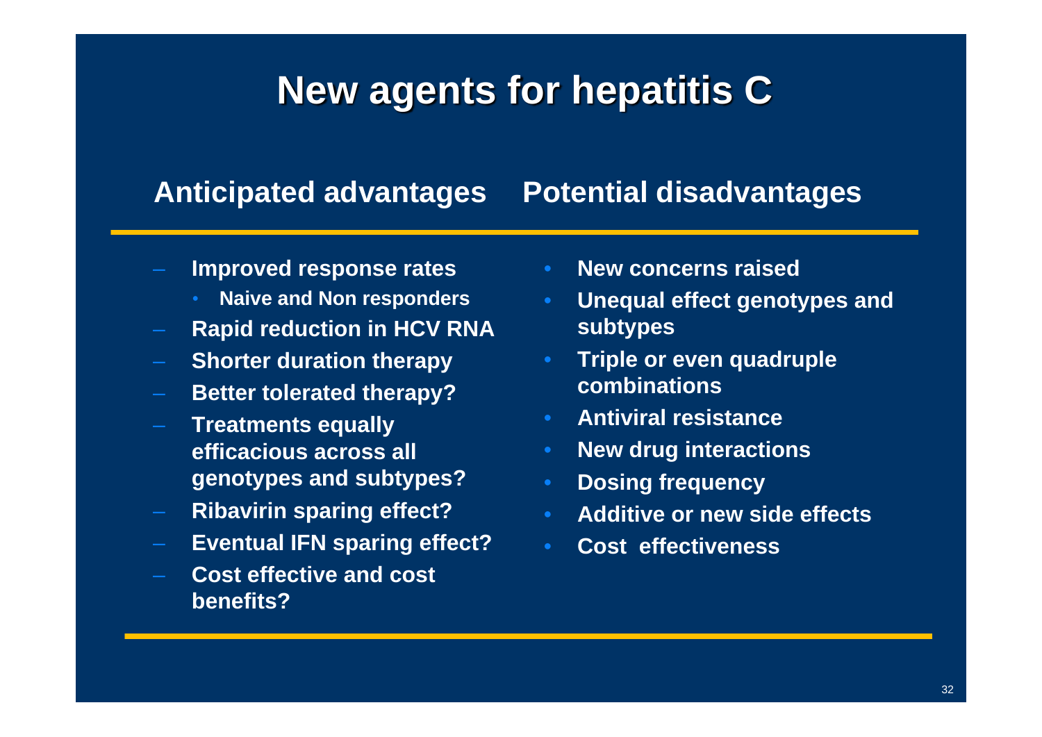# New agents for hepatitis C

## Anticipated advantages

- Improved response rates
  - Naive and Non responders
- Rapid reduction in HCV RNA
- Shorter duration therapy
- Better tolerated therapy?
- Treatments equally efficacious across all genotypes and subtypes?
- Ribavirin sparing effect?
- Eventual IFN sparing effect?
- Cost effective and cost benefits?

## Potential disadvantages

- New concerns raised
- Unequal effect genotypes and subtypes
- Triple or even quadruple combinations
- Antiviral resistance
- New drug interactions
- Dosing frequency
- Additive or new side effects
- Cost effectiveness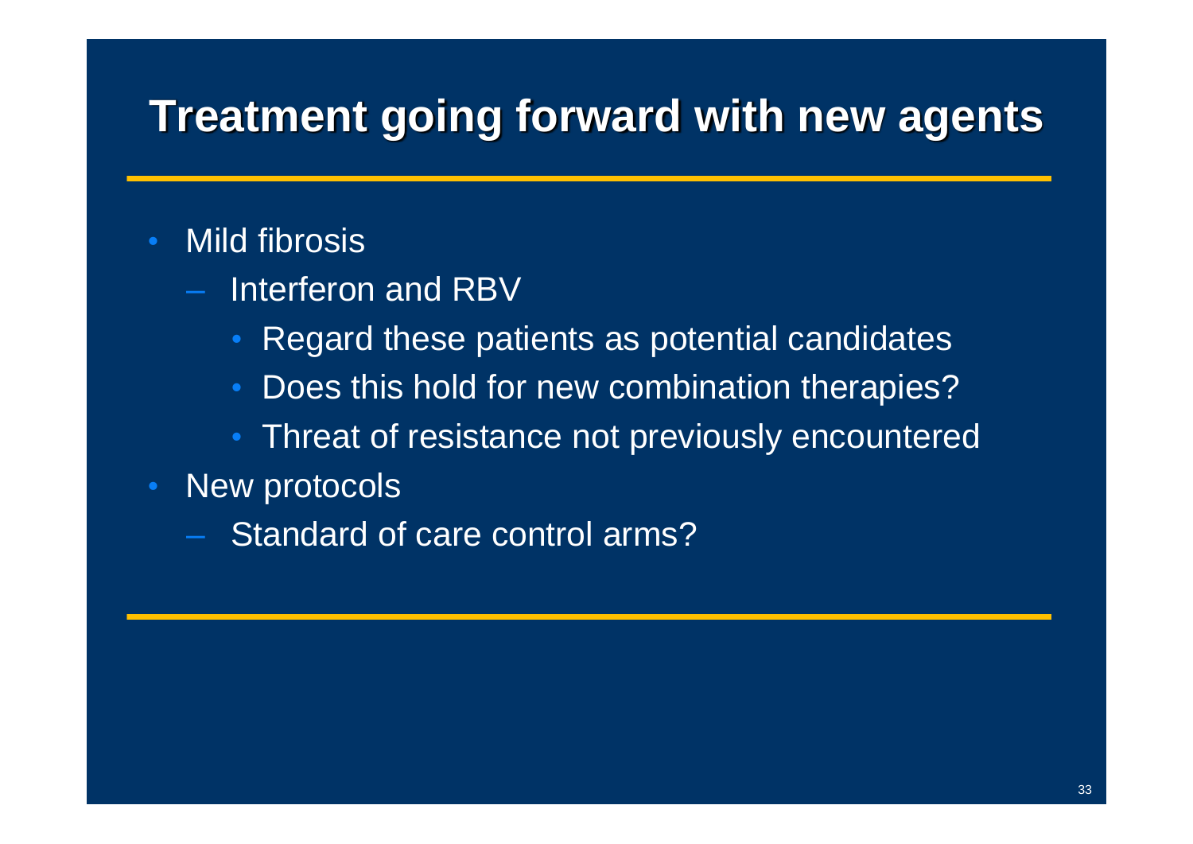# Treatment going forward with new agents

- Mild fibrosis
  - Interferon and RBV
    - Regard these patients as potential candidates
    - Does this hold for new combination therapies?
    - Threat of resistance not previously encountered
- New protocols
  - Standard of care control arms?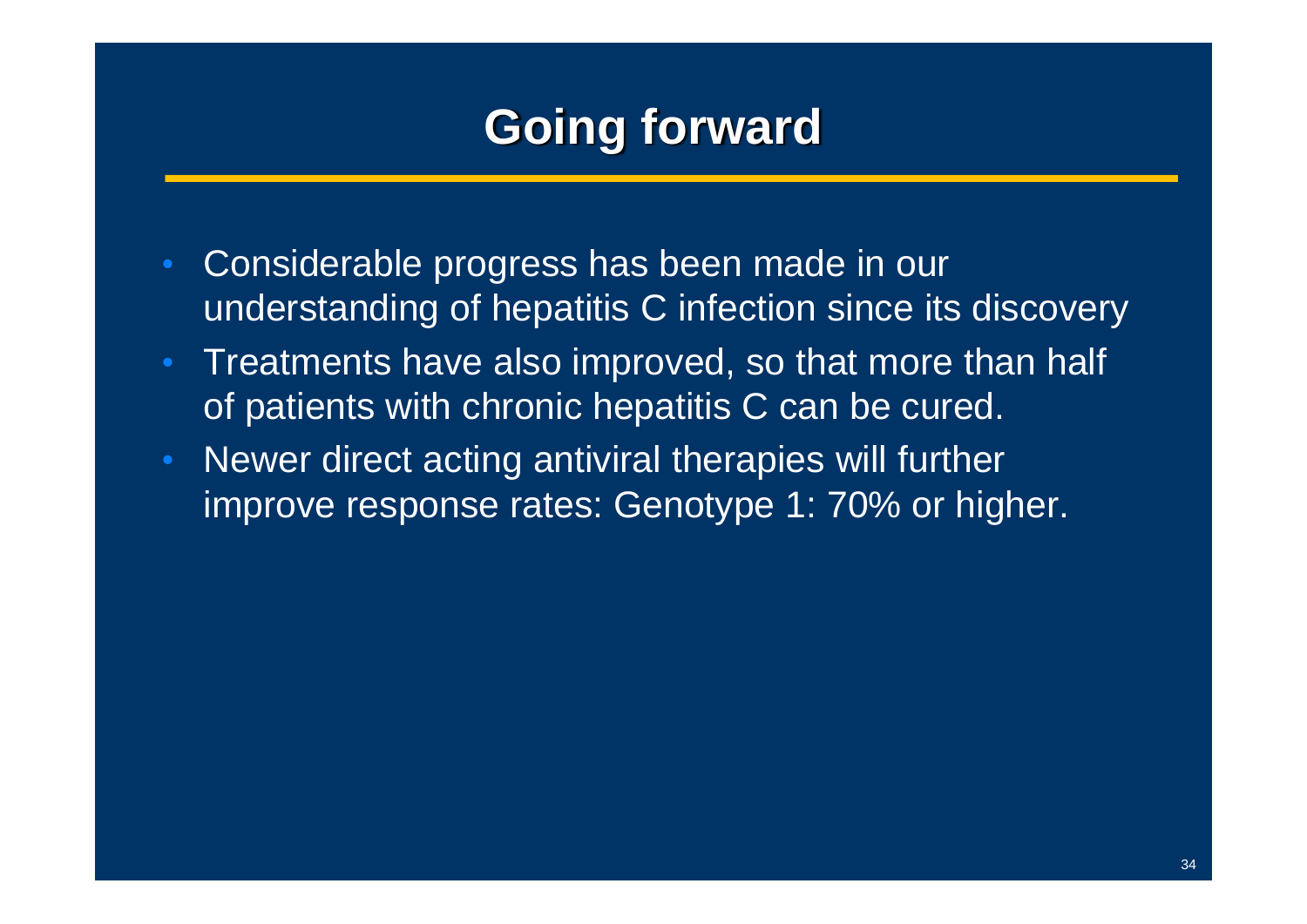# Going forward

- Considerable progress has been made in our understanding of hepatitis C infection since its discovery
- Treatments have also improved, so that more than half of patients with chronic hepatitis C can be cured.
- Newer direct acting antiviral therapies will further improve response rates: Genotype 1: 70% or higher.